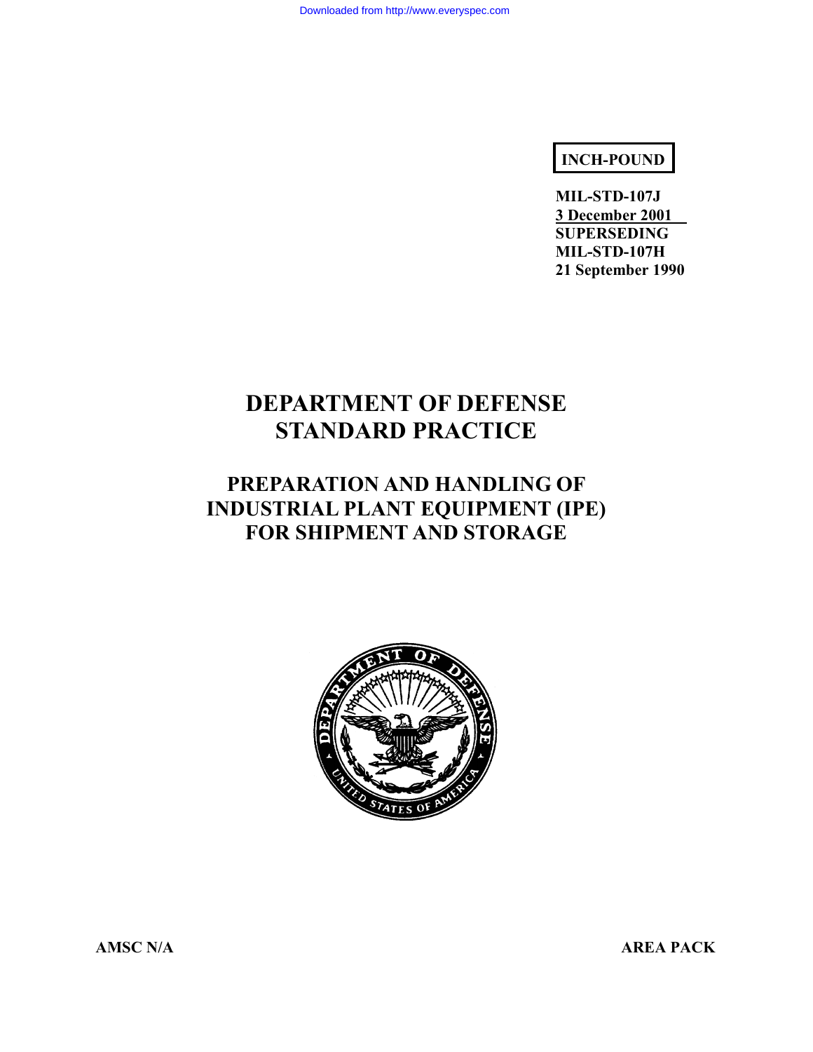**INCH-POUND**

**MIL-STD-107J**
**3 December 2001**
**SUPERSEDING**
**MIL-STD-107H**
**21 September 1990**

# DEPARTMENT OF DEFENSE STANDARD PRACTICE

# PREPARATION AND HANDLING OF INDUSTRIAL PLANT EQUIPMENT (IPE) FOR SHIPMENT AND STORAGE

**AMSC N/A** **AREA PACK**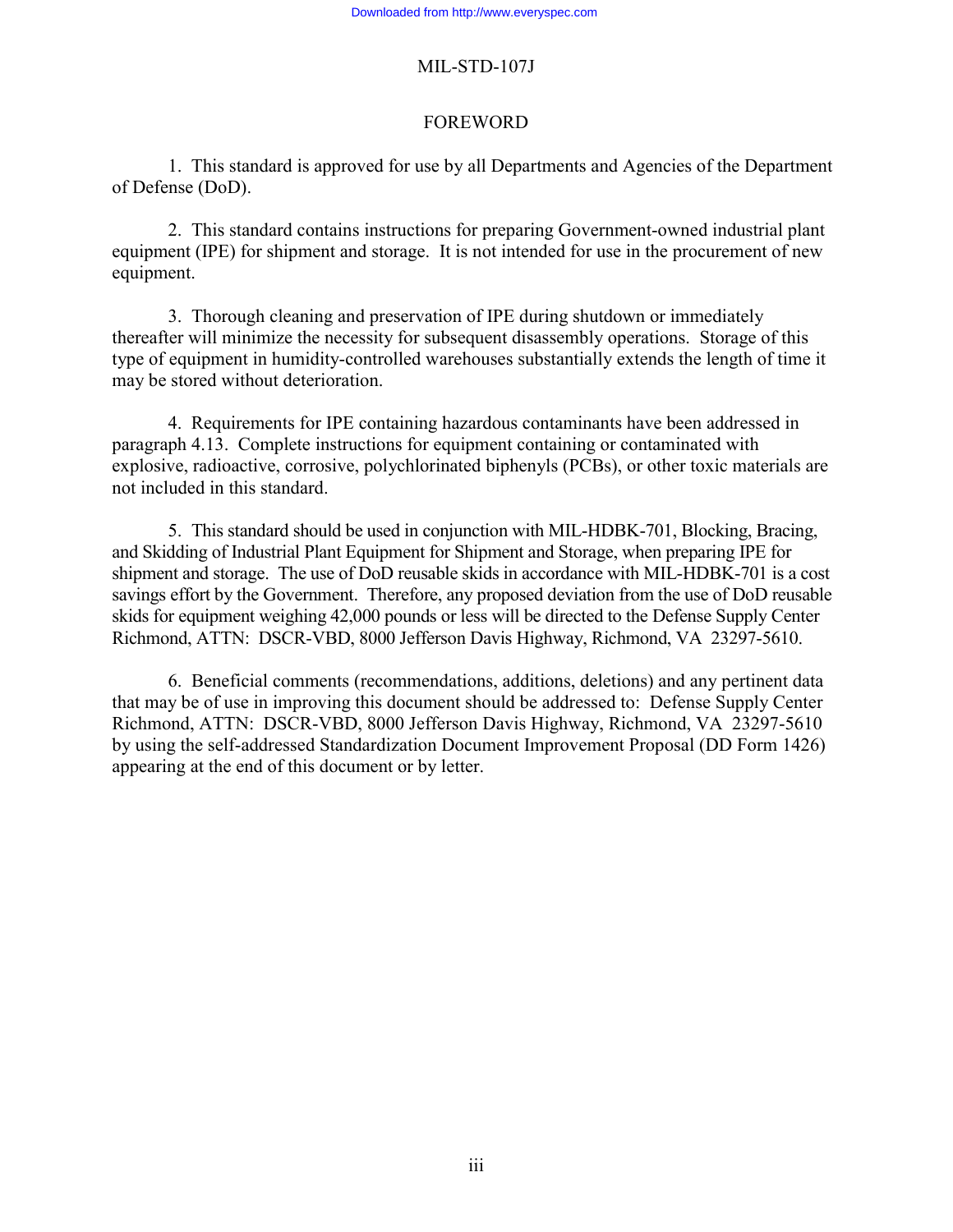## FOREWORD

1. This standard is approved for use by all Departments and Agencies of the Department of Defense (DoD).

2. This standard contains instructions for preparing Government-owned industrial plant equipment (IPE) for shipment and storage. It is not intended for use in the procurement of new equipment.

3. Thorough cleaning and preservation of IPE during shutdown or immediately thereafter will minimize the necessity for subsequent disassembly operations. Storage of this type of equipment in humidity-controlled warehouses substantially extends the length of time it may be stored without deterioration.

4. Requirements for IPE containing hazardous contaminants have been addressed in paragraph 4.13. Complete instructions for equipment containing or contaminated with explosive, radioactive, corrosive, polychlorinated biphenyls (PCBs), or other toxic materials are not included in this standard.

5. This standard should be used in conjunction with MIL-HDBK-701, Blocking, Bracing, and Skidding of Industrial Plant Equipment for Shipment and Storage, when preparing IPE for shipment and storage. The use of DoD reusable skids in accordance with MIL-HDBK-701 is a cost savings effort by the Government. Therefore, any proposed deviation from the use of DoD reusable skids for equipment weighing 42,000 pounds or less will be directed to the Defense Supply Center Richmond, ATTN: DSCR-VBD, 8000 Jefferson Davis Highway, Richmond, VA 23297-5610.

6. Beneficial comments (recommendations, additions, deletions) and any pertinent data that may be of use in improving this document should be addressed to: Defense Supply Center Richmond, ATTN: DSCR-VBD, 8000 Jefferson Davis Highway, Richmond, VA 23297-5610 by using the self-addressed Standardization Document Improvement Proposal (DD Form 1426) appearing at the end of this document or by letter.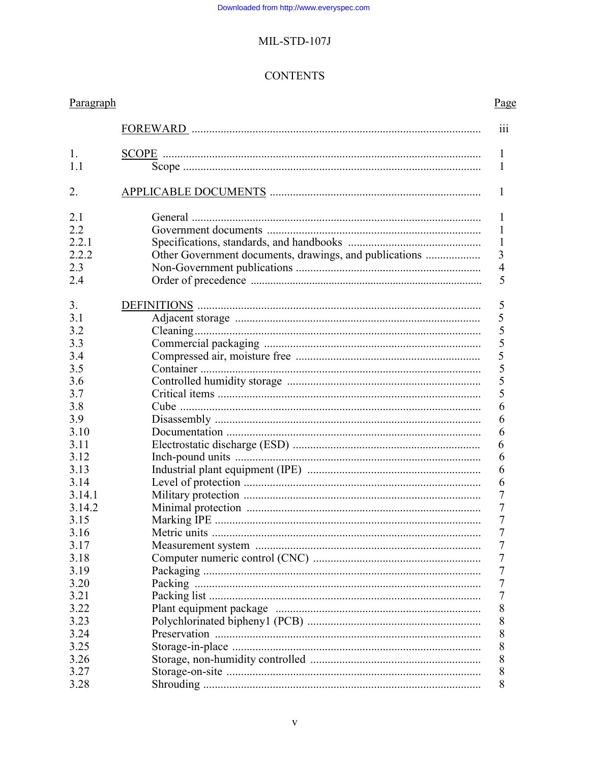# CONTENTS

| Paragraph | | Page |
|---|---|---|
| | FOREWARD | iii |
| 1. | SCOPE | 1 |
| 1.1 | Scope | 1 |
| 2. | APPLICABLE DOCUMENTS | 1 |
| 2.1 | General | 1 |
| 2.2 | Government documents | 1 |
| 2.2.1 | Specifications, standards, and handbooks | 1 |
| 2.2.2 | Other Government documents, drawings, and publications | 3 |
| 2.3 | Non-Government publications | 4 |
| 2.4 | Order of precedence | 5 |
| 3. | DEFINITIONS | 5 |
| 3.1 | Adjacent storage | 5 |
| 3.2 | Cleaning | 5 |
| 3.3 | Commercial packaging | 5 |
| 3.4 | Compressed air, moisture free | 5 |
| 3.5 | Container | 5 |
| 3.6 | Controlled humidity storage | 5 |
| 3.7 | Critical items | 5 |
| 3.8 | Cube | 6 |
| 3.9 | Disassembly | 6 |
| 3.10 | Documentation | 6 |
| 3.11 | Electrostatic discharge (ESD) | 6 |
| 3.12 | Inch-pound units | 6 |
| 3.13 | Industrial plant equipment (IPE) | 6 |
| 3.14 | Level of protection | 6 |
| 3.14.1 | Military protection | 7 |
| 3.14.2 | Minimal protection | 7 |
| 3.15 | Marking IPE | 7 |
| 3.16 | Metric units | 7 |
| 3.17 | Measurement system | 7 |
| 3.18 | Computer numeric control (CNC) | 7 |
| 3.19 | Packaging | 7 |
| 3.20 | Packing | 7 |
| 3.21 | Packing list | 7 |
| 3.22 | Plant equipment package | 8 |
| 3.23 | Polychlorinated bipheny1 (PCB) | 8 |
| 3.24 | Preservation | 8 |
| 3.25 | Storage-in-place | 8 |
| 3.26 | Storage, non-humidity controlled | 8 |
| 3.27 | Storage-on-site | 8 |
| 3.28 | Shrouding | 8 |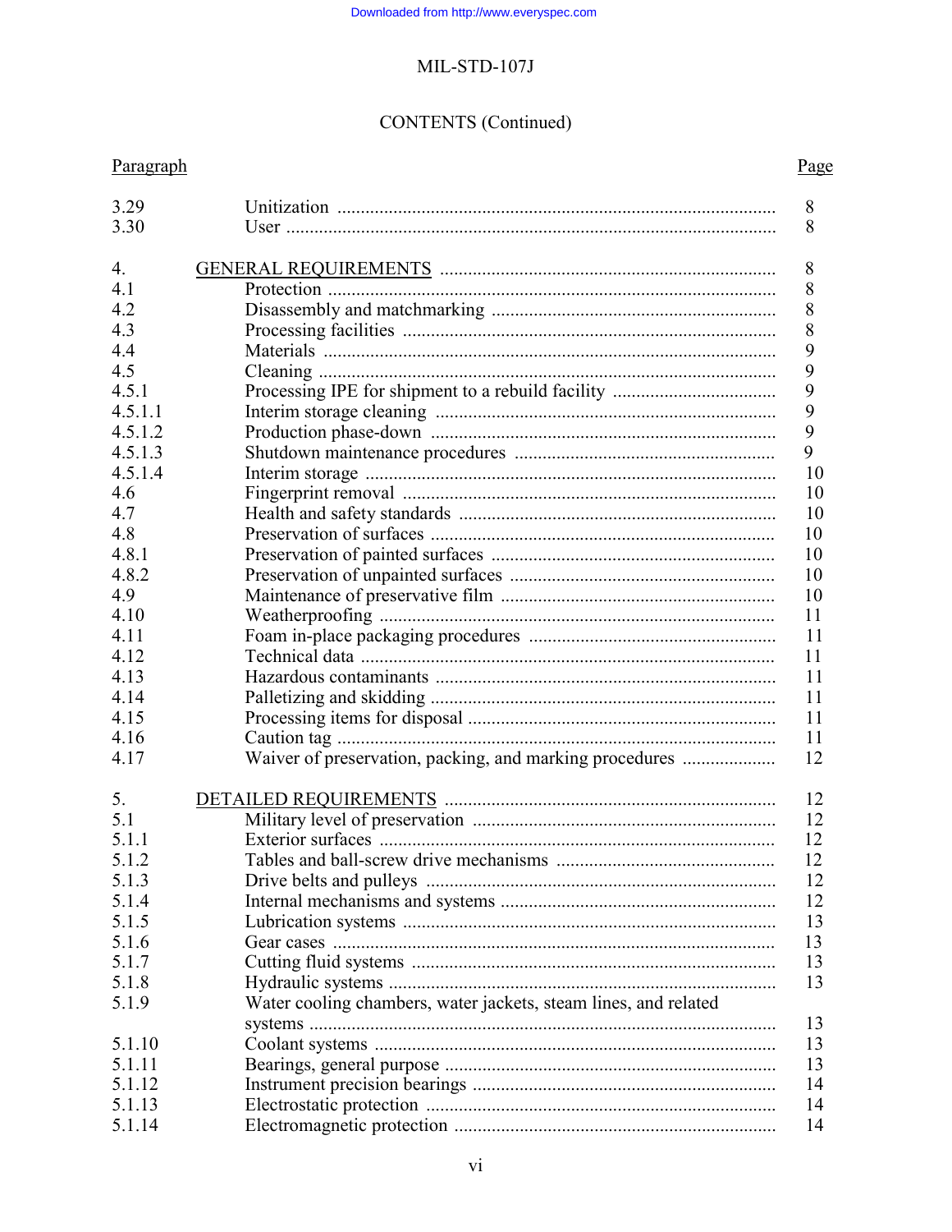CONTENTS (Continued)

| Paragraph | | Page |
|---|---|---|
| 3.29 | Unitization | 8 |
| 3.30 | User | 8 |
| | | |
| 4. | GENERAL REQUIREMENTS | 8 |
| 4.1 | Protection | 8 |
| 4.2 | Disassembly and matchmarking | 8 |
| 4.3 | Processing facilities | 8 |
| 4.4 | Materials | 9 |
| 4.5 | Cleaning | 9 |
| 4.5.1 | Processing IPE for shipment to a rebuild facility | 9 |
| 4.5.1.1 | Interim storage cleaning | 9 |
| 4.5.1.2 | Production phase-down | 9 |
| 4.5.1.3 | Shutdown maintenance procedures | 9 |
| 4.5.1.4 | Interim storage | 10 |
| 4.6 | Fingerprint removal | 10 |
| 4.7 | Health and safety standards | 10 |
| 4.8 | Preservation of surfaces | 10 |
| 4.8.1 | Preservation of painted surfaces | 10 |
| 4.8.2 | Preservation of unpainted surfaces | 10 |
| 4.9 | Maintenance of preservative film | 10 |
| 4.10 | Weatherproofing | 11 |
| 4.11 | Foam in-place packaging procedures | 11 |
| 4.12 | Technical data | 11 |
| 4.13 | Hazardous contaminants | 11 |
| 4.14 | Palletizing and skidding | 11 |
| 4.15 | Processing items for disposal | 11 |
| 4.16 | Caution tag | 11 |
| 4.17 | Waiver of preservation, packing, and marking procedures | 12 |
| | | |
| 5. | DETAILED REQUIREMENTS | 12 |
| 5.1 | Military level of preservation | 12 |
| 5.1.1 | Exterior surfaces | 12 |
| 5.1.2 | Tables and ball-screw drive mechanisms | 12 |
| 5.1.3 | Drive belts and pulleys | 12 |
| 5.1.4 | Internal mechanisms and systems | 12 |
| 5.1.5 | Lubrication systems | 13 |
| 5.1.6 | Gear cases | 13 |
| 5.1.7 | Cutting fluid systems | 13 |
| 5.1.8 | Hydraulic systems | 13 |
| 5.1.9 | Water cooling chambers, water jackets, steam lines, and related systems | 13 |
| 5.1.10 | Coolant systems | 13 |
| 5.1.11 | Bearings, general purpose | 13 |
| 5.1.12 | Instrument precision bearings | 14 |
| 5.1.13 | Electrostatic protection | 14 |
| 5.1.14 | Electromagnetic protection | 14 |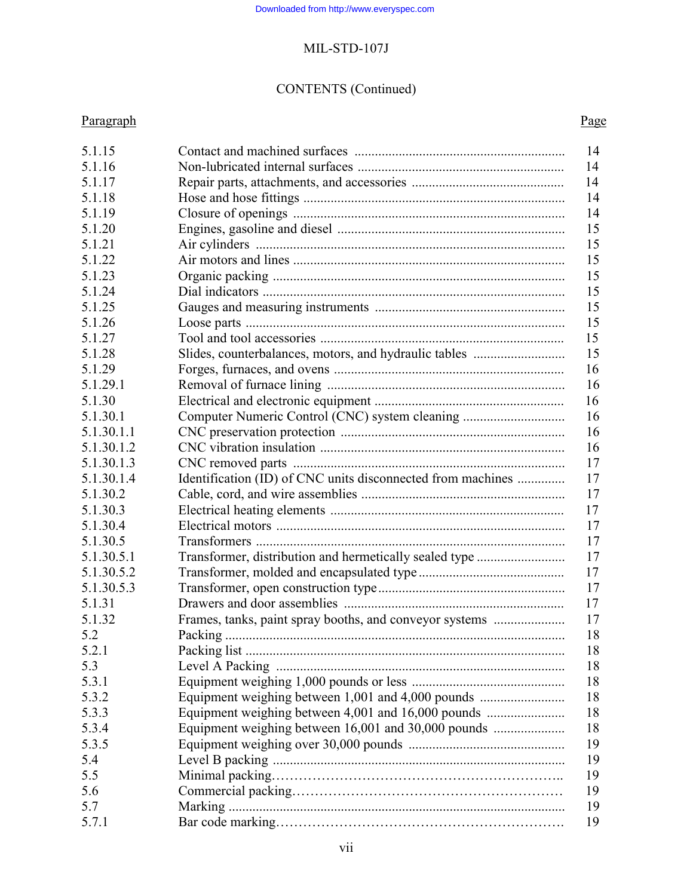CONTENTS (Continued)

| Paragraph | | Page |
|---|---|---|
| 5.1.15 | Contact and machined surfaces | 14 |
| 5.1.16 | Non-lubricated internal surfaces | 14 |
| 5.1.17 | Repair parts, attachments, and accessories | 14 |
| 5.1.18 | Hose and hose fittings | 14 |
| 5.1.19 | Closure of openings | 14 |
| 5.1.20 | Engines, gasoline and diesel | 15 |
| 5.1.21 | Air cylinders | 15 |
| 5.1.22 | Air motors and lines | 15 |
| 5.1.23 | Organic packing | 15 |
| 5.1.24 | Dial indicators | 15 |
| 5.1.25 | Gauges and measuring instruments | 15 |
| 5.1.26 | Loose parts | 15 |
| 5.1.27 | Tool and tool accessories | 15 |
| 5.1.28 | Slides, counterbalances, motors, and hydraulic tables | 15 |
| 5.1.29 | Forges, furnaces, and ovens | 16 |
| 5.1.29.1 | Removal of furnace lining | 16 |
| 5.1.30 | Electrical and electronic equipment | 16 |
| 5.1.30.1 | Computer Numeric Control (CNC) system cleaning | 16 |
| 5.1.30.1.1 | CNC preservation protection | 16 |
| 5.1.30.1.2 | CNC vibration insulation | 16 |
| 5.1.30.1.3 | CNC removed parts | 17 |
| 5.1.30.1.4 | Identification (ID) of CNC units disconnected from machines | 17 |
| 5.1.30.2 | Cable, cord, and wire assemblies | 17 |
| 5.1.30.3 | Electrical heating elements | 17 |
| 5.1.30.4 | Electrical motors | 17 |
| 5.1.30.5 | Transformers | 17 |
| 5.1.30.5.1 | Transformer, distribution and hermetically sealed type | 17 |
| 5.1.30.5.2 | Transformer, molded and encapsulated type | 17 |
| 5.1.30.5.3 | Transformer, open construction type | 17 |
| 5.1.31 | Drawers and door assemblies | 17 |
| 5.1.32 | Frames, tanks, paint spray booths, and conveyor systems | 17 |
| 5.2 | Packing | 18 |
| 5.2.1 | Packing list | 18 |
| 5.3 | Level A Packing | 18 |
| 5.3.1 | Equipment weighing 1,000 pounds or less | 18 |
| 5.3.2 | Equipment weighing between 1,001 and 4,000 pounds | 18 |
| 5.3.3 | Equipment weighing between 4,001 and 16,000 pounds | 18 |
| 5.3.4 | Equipment weighing between 16,001 and 30,000 pounds | 18 |
| 5.3.5 | Equipment weighing over 30,000 pounds | 19 |
| 5.4 | Level B packing | 19 |
| 5.5 | Minimal packing | 19 |
| 5.6 | Commercial packing | 19 |
| 5.7 | Marking | 19 |
| 5.7.1 | Bar code marking | 19 |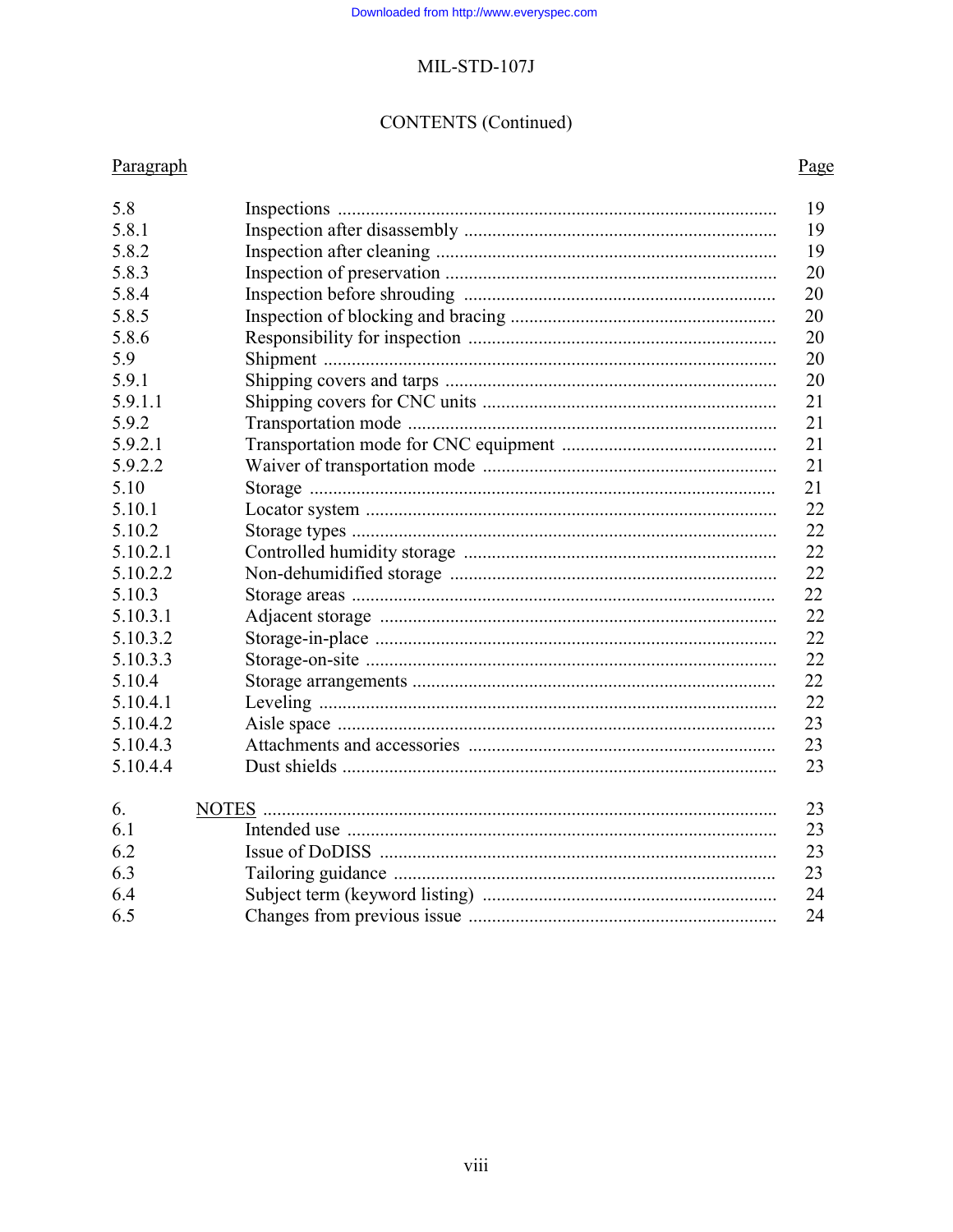## CONTENTS (Continued)

| Paragraph | | Page |
|---|---|---|
| 5.8 | Inspections | 19 |
| 5.8.1 | Inspection after disassembly | 19 |
| 5.8.2 | Inspection after cleaning | 19 |
| 5.8.3 | Inspection of preservation | 20 |
| 5.8.4 | Inspection before shrouding | 20 |
| 5.8.5 | Inspection of blocking and bracing | 20 |
| 5.8.6 | Responsibility for inspection | 20 |
| 5.9 | Shipment | 20 |
| 5.9.1 | Shipping covers and tarps | 20 |
| 5.9.1.1 | Shipping covers for CNC units | 21 |
| 5.9.2 | Transportation mode | 21 |
| 5.9.2.1 | Transportation mode for CNC equipment | 21 |
| 5.9.2.2 | Waiver of transportation mode | 21 |
| 5.10 | Storage | 21 |
| 5.10.1 | Locator system | 22 |
| 5.10.2 | Storage types | 22 |
| 5.10.2.1 | Controlled humidity storage | 22 |
| 5.10.2.2 | Non-dehumidified storage | 22 |
| 5.10.3 | Storage areas | 22 |
| 5.10.3.1 | Adjacent storage | 22 |
| 5.10.3.2 | Storage-in-place | 22 |
| 5.10.3.3 | Storage-on-site | 22 |
| 5.10.4 | Storage arrangements | 22 |
| 5.10.4.1 | Leveling | 22 |
| 5.10.4.2 | Aisle space | 23 |
| 5.10.4.3 | Attachments and accessories | 23 |
| 5.10.4.4 | Dust shields | 23 |
| 6. | NOTES | 23 |
| 6.1 | Intended use | 23 |
| 6.2 | Issue of DoDISS | 23 |
| 6.3 | Tailoring guidance | 23 |
| 6.4 | Subject term (keyword listing) | 24 |
| 6.5 | Changes from previous issue | 24 |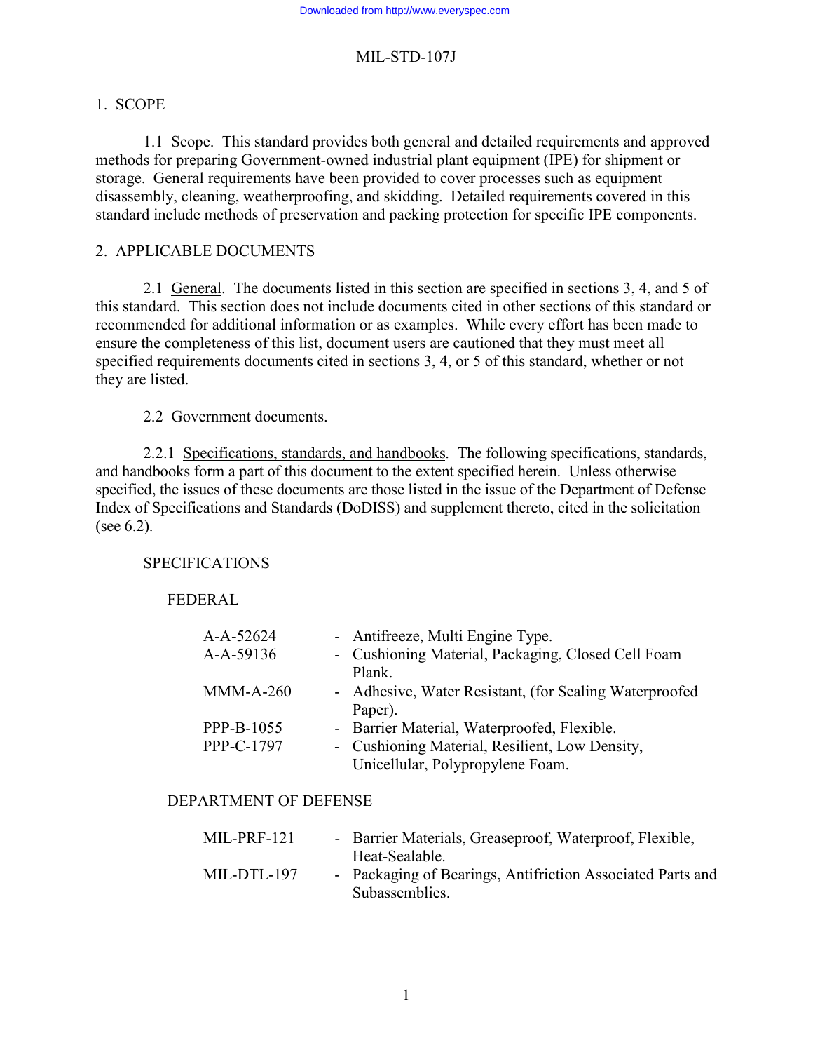# 1. SCOPE

1.1 Scope. This standard provides both general and detailed requirements and approved methods for preparing Government-owned industrial plant equipment (IPE) for shipment or storage. General requirements have been provided to cover processes such as equipment disassembly, cleaning, weatherproofing, and skidding. Detailed requirements covered in this standard include methods of preservation and packing protection for specific IPE components.

# 2. APPLICABLE DOCUMENTS

2.1 General. The documents listed in this section are specified in sections 3, 4, and 5 of this standard. This section does not include documents cited in other sections of this standard or recommended for additional information or as examples. While every effort has been made to ensure the completeness of this list, document users are cautioned that they must meet all specified requirements documents cited in sections 3, 4, or 5 of this standard, whether or not they are listed.

2.2 Government documents.

2.2.1 Specifications, standards, and handbooks. The following specifications, standards, and handbooks form a part of this document to the extent specified herein. Unless otherwise specified, the issues of these documents are those listed in the issue of the Department of Defense Index of Specifications and Standards (DoDISS) and supplement thereto, cited in the solicitation (see 6.2).

SPECIFICATIONS

FEDERAL

| | |
|---|---|
| A-A-52624 | - Antifreeze, Multi Engine Type. |
| A-A-59136 | - Cushioning Material, Packaging, Closed Cell Foam Plank. |
| MMM-A-260 | - Adhesive, Water Resistant, (for Sealing Waterproofed Paper). |
| PPP-B-1055 | - Barrier Material, Waterproofed, Flexible. |
| PPP-C-1797 | - Cushioning Material, Resilient, Low Density, Unicellular, Polypropylene Foam. |

DEPARTMENT OF DEFENSE

| | |
|---|---|
| MIL-PRF-121 | - Barrier Materials, Greaseproof, Waterproof, Flexible, Heat-Sealable. |
| MIL-DTL-197 | - Packaging of Bearings, Antifriction Associated Parts and Subassemblies. |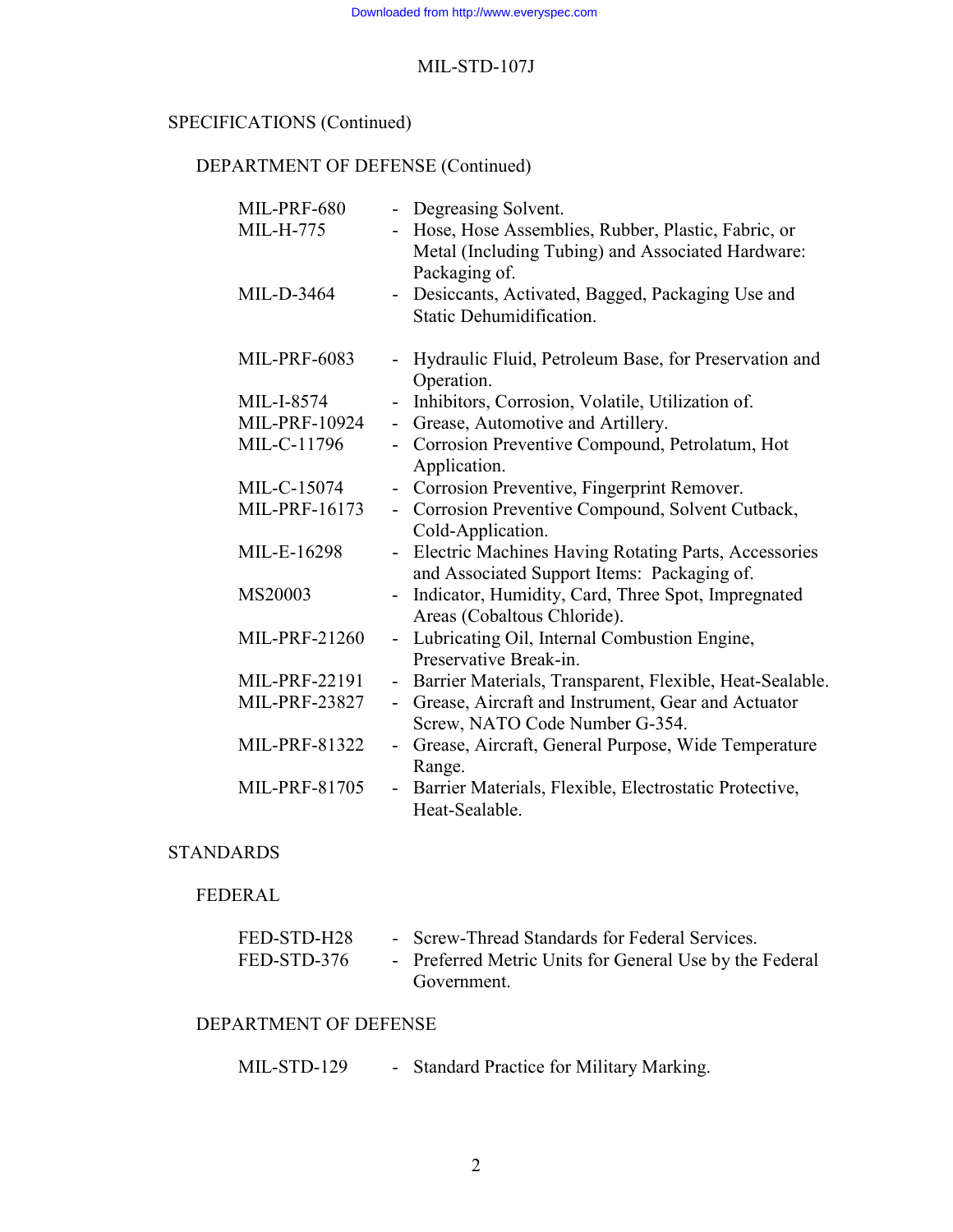SPECIFICATIONS (Continued)

DEPARTMENT OF DEFENSE (Continued)

| | | |
|---|---|---|
| MIL-PRF-680 | - | Degreasing Solvent. |
| MIL-H-775 | - | Hose, Hose Assemblies, Rubber, Plastic, Fabric, or Metal (Including Tubing) and Associated Hardware: Packaging of. |
| MIL-D-3464 | - | Desiccants, Activated, Bagged, Packaging Use and Static Dehumidification. |
| MIL-PRF-6083 | - | Hydraulic Fluid, Petroleum Base, for Preservation and Operation. |
| MIL-I-8574 | - | Inhibitors, Corrosion, Volatile, Utilization of. |
| MIL-PRF-10924 | - | Grease, Automotive and Artillery. |
| MIL-C-11796 | - | Corrosion Preventive Compound, Petrolatum, Hot Application. |
| MIL-C-15074 | - | Corrosion Preventive, Fingerprint Remover. |
| MIL-PRF-16173 | - | Corrosion Preventive Compound, Solvent Cutback, Cold-Application. |
| MIL-E-16298 | - | Electric Machines Having Rotating Parts, Accessories and Associated Support Items: Packaging of. |
| MS20003 | - | Indicator, Humidity, Card, Three Spot, Impregnated Areas (Cobaltous Chloride). |
| MIL-PRF-21260 | - | Lubricating Oil, Internal Combustion Engine, Preservative Break-in. |
| MIL-PRF-22191 | - | Barrier Materials, Transparent, Flexible, Heat-Sealable. |
| MIL-PRF-23827 | - | Grease, Aircraft and Instrument, Gear and Actuator Screw, NATO Code Number G-354. |
| MIL-PRF-81322 | - | Grease, Aircraft, General Purpose, Wide Temperature Range. |
| MIL-PRF-81705 | - | Barrier Materials, Flexible, Electrostatic Protective, Heat-Sealable. |

STANDARDS

FEDERAL

| | | |
|---|---|---|
| FED-STD-H28 | - | Screw-Thread Standards for Federal Services. |
| FED-STD-376 | - | Preferred Metric Units for General Use by the Federal Government. |

DEPARTMENT OF DEFENSE

| | | |
|---|---|---|
| MIL-STD-129 | - | Standard Practice for Military Marking. |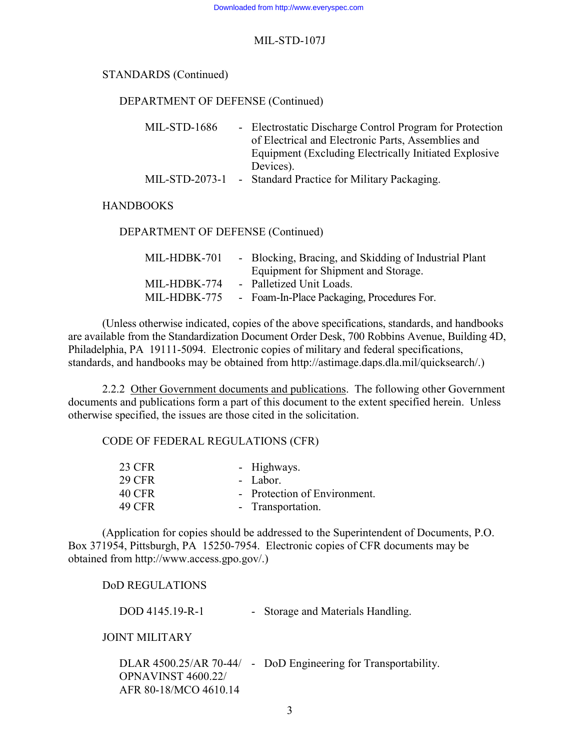STANDARDS (Continued)

DEPARTMENT OF DEFENSE (Continued)

| | | |
|---|---|---|
| MIL-STD-1686 | - | Electrostatic Discharge Control Program for Protection of Electrical and Electronic Parts, Assemblies and Equipment (Excluding Electrically Initiated Explosive Devices). |
| MIL-STD-2073-1 | - | Standard Practice for Military Packaging. |

HANDBOOKS

DEPARTMENT OF DEFENSE (Continued)

| | | |
|---|---|---|
| MIL-HDBK-701 | - | Blocking, Bracing, and Skidding of Industrial Plant Equipment for Shipment and Storage. |
| MIL-HDBK-774 | - | Palletized Unit Loads. |
| MIL-HDBK-775 | - | Foam-In-Place Packaging, Procedures For. |

(Unless otherwise indicated, copies of the above specifications, standards, and handbooks are available from the Standardization Document Order Desk, 700 Robbins Avenue, Building 4D, Philadelphia, PA 19111-5094. Electronic copies of military and federal specifications, standards, and handbooks may be obtained from http://astimage.daps.dla.mil/quicksearch/.)

2.2.2 Other Government documents and publications. The following other Government documents and publications form a part of this document to the extent specified herein. Unless otherwise specified, the issues are those cited in the solicitation.

CODE OF FEDERAL REGULATIONS (CFR)

| | | |
|---|---|---|
| 23 CFR | - | Highways. |
| 29 CFR | - | Labor. |
| 40 CFR | - | Protection of Environment. |
| 49 CFR | - | Transportation. |

(Application for copies should be addressed to the Superintendent of Documents, P.O. Box 371954, Pittsburgh, PA 15250-7954. Electronic copies of CFR documents may be obtained from http://www.access.gpo.gov/.)

DoD REGULATIONS

| | | |
|---|---|---|
| DOD 4145.19-R-1 | - | Storage and Materials Handling. |

JOINT MILITARY

| | | |
|---|---|---|
| DLAR 4500.25/AR 70-44/ OPNAVINST 4600.22/ AFR 80-18/MCO 4610.14 | - | DoD Engineering for Transportability. |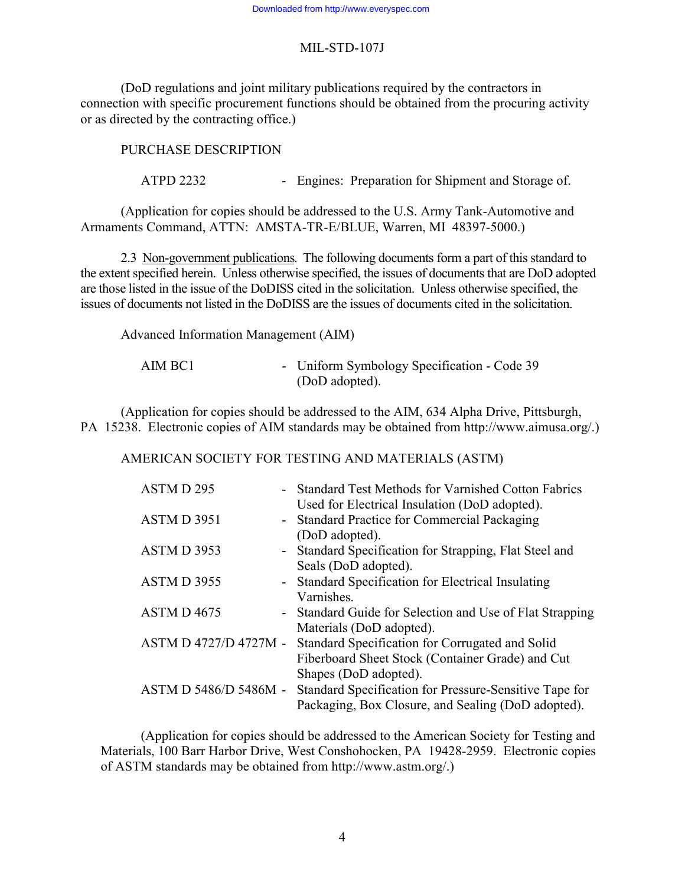(DoD regulations and joint military publications required by the contractors in connection with specific procurement functions should be obtained from the procuring activity or as directed by the contracting office.)

PURCHASE DESCRIPTION

| | | |
|---|---|---|
| ATPD 2232 | - | Engines: Preparation for Shipment and Storage of. |

(Application for copies should be addressed to the U.S. Army Tank-Automotive and Armaments Command, ATTN: AMSTA-TR-E/BLUE, Warren, MI 48397-5000.)

2.3 Non-government publications. The following documents form a part of this standard to the extent specified herein. Unless otherwise specified, the issues of documents that are DoD adopted are those listed in the issue of the DoDISS cited in the solicitation. Unless otherwise specified, the issues of documents not listed in the DoDISS are the issues of documents cited in the solicitation.

Advanced Information Management (AIM)

| | | |
|---|---|---|
| AIM BC1 | - | Uniform Symbology Specification - Code 39 (DoD adopted). |

(Application for copies should be addressed to the AIM, 634 Alpha Drive, Pittsburgh, PA 15238. Electronic copies of AIM standards may be obtained from http://www.aimusa.org/.)

AMERICAN SOCIETY FOR TESTING AND MATERIALS (ASTM)

| | | |
|---|---|---|
| ASTM D 295 | - | Standard Test Methods for Varnished Cotton Fabrics Used for Electrical Insulation (DoD adopted). |
| ASTM D 3951 | - | Standard Practice for Commercial Packaging (DoD adopted). |
| ASTM D 3953 | - | Standard Specification for Strapping, Flat Steel and Seals (DoD adopted). |
| ASTM D 3955 | - | Standard Specification for Electrical Insulating Varnishes. |
| ASTM D 4675 | - | Standard Guide for Selection and Use of Flat Strapping Materials (DoD adopted). |
| ASTM D 4727/D 4727M | - | Standard Specification for Corrugated and Solid Fiberboard Sheet Stock (Container Grade) and Cut Shapes (DoD adopted). |
| ASTM D 5486/D 5486M | - | Standard Specification for Pressure-Sensitive Tape for Packaging, Box Closure, and Sealing (DoD adopted). |

(Application for copies should be addressed to the American Society for Testing and Materials, 100 Barr Harbor Drive, West Conshohocken, PA 19428-2959. Electronic copies of ASTM standards may be obtained from http://www.astm.org/.)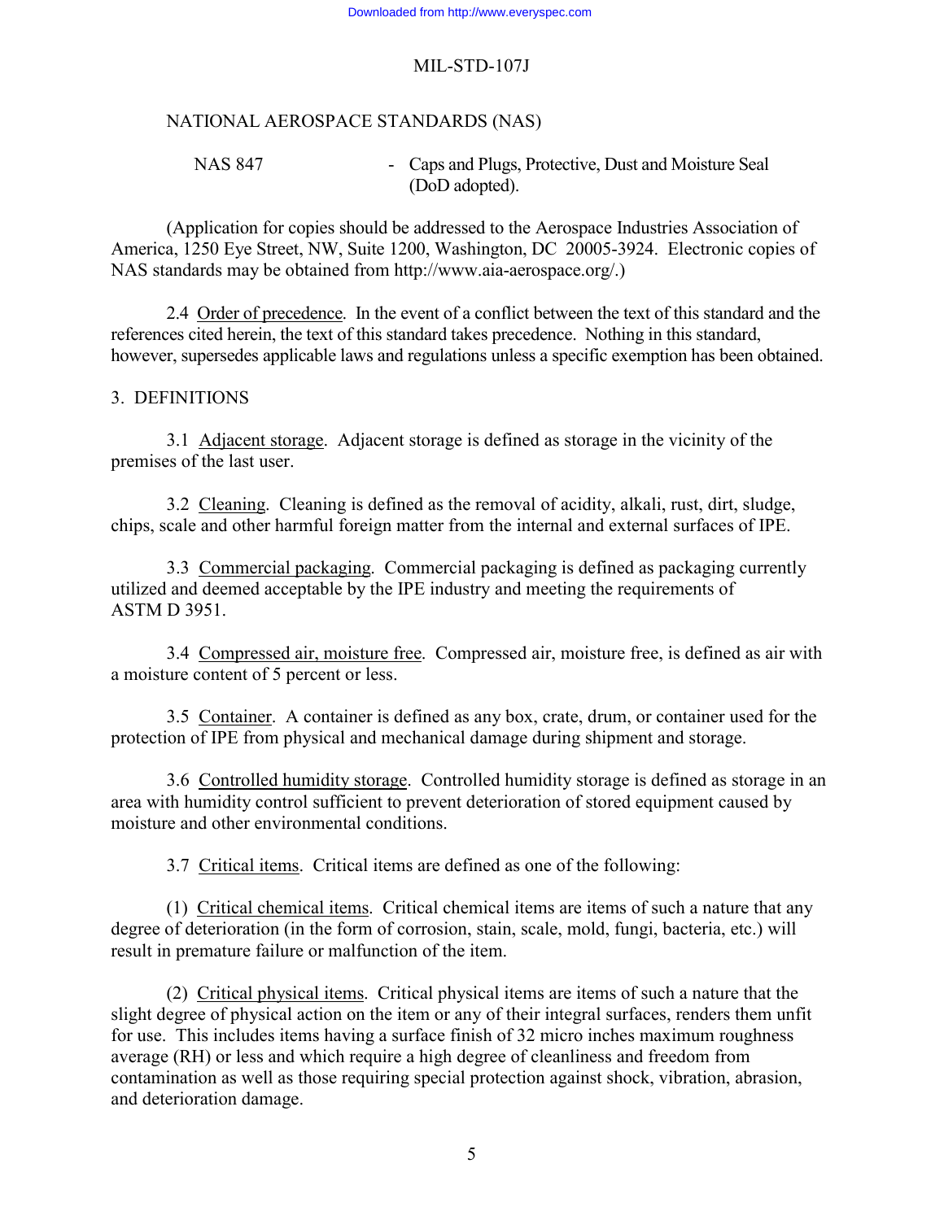NATIONAL AEROSPACE STANDARDS (NAS)

NAS 847 - Caps and Plugs, Protective, Dust and Moisture Seal (DoD adopted).

(Application for copies should be addressed to the Aerospace Industries Association of America, 1250 Eye Street, NW, Suite 1200, Washington, DC 20005-3924. Electronic copies of NAS standards may be obtained from http://www.aia-aerospace.org/.)

2.4 Order of precedence. In the event of a conflict between the text of this standard and the references cited herein, the text of this standard takes precedence. Nothing in this standard, however, supersedes applicable laws and regulations unless a specific exemption has been obtained.

## 3. DEFINITIONS

3.1 Adjacent storage. Adjacent storage is defined as storage in the vicinity of the premises of the last user.

3.2 Cleaning. Cleaning is defined as the removal of acidity, alkali, rust, dirt, sludge, chips, scale and other harmful foreign matter from the internal and external surfaces of IPE.

3.3 Commercial packaging. Commercial packaging is defined as packaging currently utilized and deemed acceptable by the IPE industry and meeting the requirements of ASTM D 3951.

3.4 Compressed air, moisture free. Compressed air, moisture free, is defined as air with a moisture content of 5 percent or less.

3.5 Container. A container is defined as any box, crate, drum, or container used for the protection of IPE from physical and mechanical damage during shipment and storage.

3.6 Controlled humidity storage. Controlled humidity storage is defined as storage in an area with humidity control sufficient to prevent deterioration of stored equipment caused by moisture and other environmental conditions.

3.7 Critical items. Critical items are defined as one of the following:

(1) Critical chemical items. Critical chemical items are items of such a nature that any degree of deterioration (in the form of corrosion, stain, scale, mold, fungi, bacteria, etc.) will result in premature failure or malfunction of the item.

(2) Critical physical items. Critical physical items are items of such a nature that the slight degree of physical action on the item or any of their integral surfaces, renders them unfit for use. This includes items having a surface finish of 32 micro inches maximum roughness average (RH) or less and which require a high degree of cleanliness and freedom from contamination as well as those requiring special protection against shock, vibration, abrasion, and deterioration damage.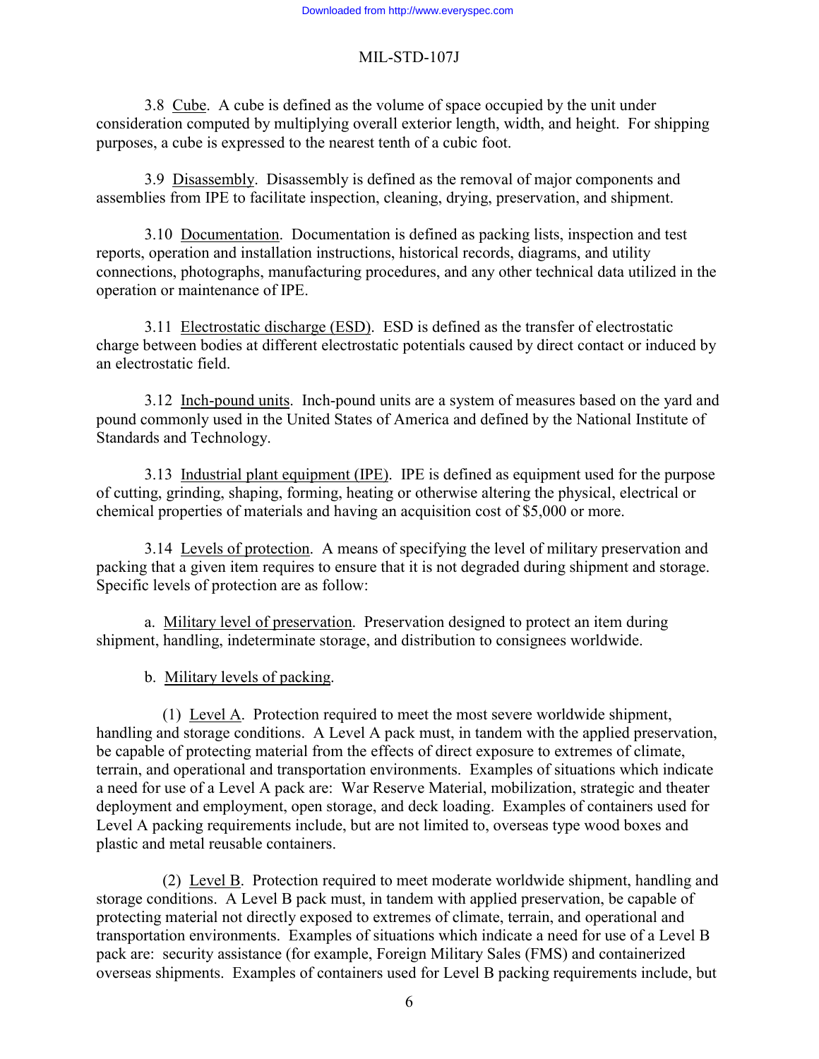3.8 Cube. A cube is defined as the volume of space occupied by the unit under consideration computed by multiplying overall exterior length, width, and height. For shipping purposes, a cube is expressed to the nearest tenth of a cubic foot.

3.9 Disassembly. Disassembly is defined as the removal of major components and assemblies from IPE to facilitate inspection, cleaning, drying, preservation, and shipment.

3.10 Documentation. Documentation is defined as packing lists, inspection and test reports, operation and installation instructions, historical records, diagrams, and utility connections, photographs, manufacturing procedures, and any other technical data utilized in the operation or maintenance of IPE.

3.11 Electrostatic discharge (ESD). ESD is defined as the transfer of electrostatic charge between bodies at different electrostatic potentials caused by direct contact or induced by an electrostatic field.

3.12 Inch-pound units. Inch-pound units are a system of measures based on the yard and pound commonly used in the United States of America and defined by the National Institute of Standards and Technology.

3.13 Industrial plant equipment (IPE). IPE is defined as equipment used for the purpose of cutting, grinding, shaping, forming, heating or otherwise altering the physical, electrical or chemical properties of materials and having an acquisition cost of $5,000 or more.

3.14 Levels of protection. A means of specifying the level of military preservation and packing that a given item requires to ensure that it is not degraded during shipment and storage. Specific levels of protection are as follow:

a. Military level of preservation. Preservation designed to protect an item during shipment, handling, indeterminate storage, and distribution to consignees worldwide.

b. Military levels of packing.

(1) Level A. Protection required to meet the most severe worldwide shipment, handling and storage conditions. A Level A pack must, in tandem with the applied preservation, be capable of protecting material from the effects of direct exposure to extremes of climate, terrain, and operational and transportation environments. Examples of situations which indicate a need for use of a Level A pack are: War Reserve Material, mobilization, strategic and theater deployment and employment, open storage, and deck loading. Examples of containers used for Level A packing requirements include, but are not limited to, overseas type wood boxes and plastic and metal reusable containers.

(2) Level B. Protection required to meet moderate worldwide shipment, handling and storage conditions. A Level B pack must, in tandem with applied preservation, be capable of protecting material not directly exposed to extremes of climate, terrain, and operational and transportation environments. Examples of situations which indicate a need for use of a Level B pack are: security assistance (for example, Foreign Military Sales (FMS) and containerized overseas shipments. Examples of containers used for Level B packing requirements include, but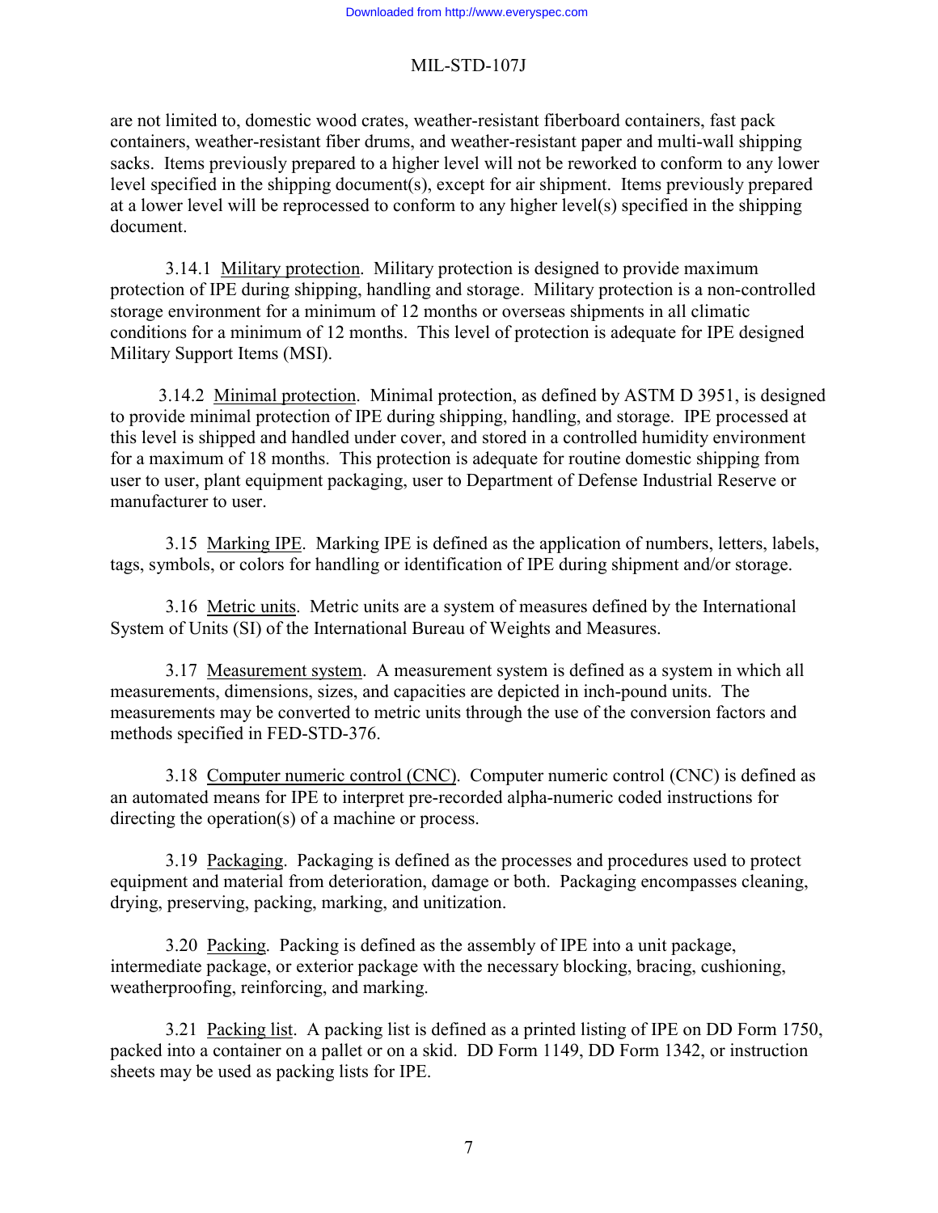are not limited to, domestic wood crates, weather-resistant fiberboard containers, fast pack containers, weather-resistant fiber drums, and weather-resistant paper and multi-wall shipping sacks. Items previously prepared to a higher level will not be reworked to conform to any lower level specified in the shipping document(s), except for air shipment. Items previously prepared at a lower level will be reprocessed to conform to any higher level(s) specified in the shipping document.

3.14.1 Military protection. Military protection is designed to provide maximum protection of IPE during shipping, handling and storage. Military protection is a non-controlled storage environment for a minimum of 12 months or overseas shipments in all climatic conditions for a minimum of 12 months. This level of protection is adequate for IPE designed Military Support Items (MSI).

3.14.2 Minimal protection. Minimal protection, as defined by ASTM D 3951, is designed to provide minimal protection of IPE during shipping, handling, and storage. IPE processed at this level is shipped and handled under cover, and stored in a controlled humidity environment for a maximum of 18 months. This protection is adequate for routine domestic shipping from user to user, plant equipment packaging, user to Department of Defense Industrial Reserve or manufacturer to user.

3.15 Marking IPE. Marking IPE is defined as the application of numbers, letters, labels, tags, symbols, or colors for handling or identification of IPE during shipment and/or storage.

3.16 Metric units. Metric units are a system of measures defined by the International System of Units (SI) of the International Bureau of Weights and Measures.

3.17 Measurement system. A measurement system is defined as a system in which all measurements, dimensions, sizes, and capacities are depicted in inch-pound units. The measurements may be converted to metric units through the use of the conversion factors and methods specified in FED-STD-376.

3.18 Computer numeric control (CNC). Computer numeric control (CNC) is defined as an automated means for IPE to interpret pre-recorded alpha-numeric coded instructions for directing the operation(s) of a machine or process.

3.19 Packaging. Packaging is defined as the processes and procedures used to protect equipment and material from deterioration, damage or both. Packaging encompasses cleaning, drying, preserving, packing, marking, and unitization.

3.20 Packing. Packing is defined as the assembly of IPE into a unit package, intermediate package, or exterior package with the necessary blocking, bracing, cushioning, weatherproofing, reinforcing, and marking.

3.21 Packing list. A packing list is defined as a printed listing of IPE on DD Form 1750, packed into a container on a pallet or on a skid. DD Form 1149, DD Form 1342, or instruction sheets may be used as packing lists for IPE.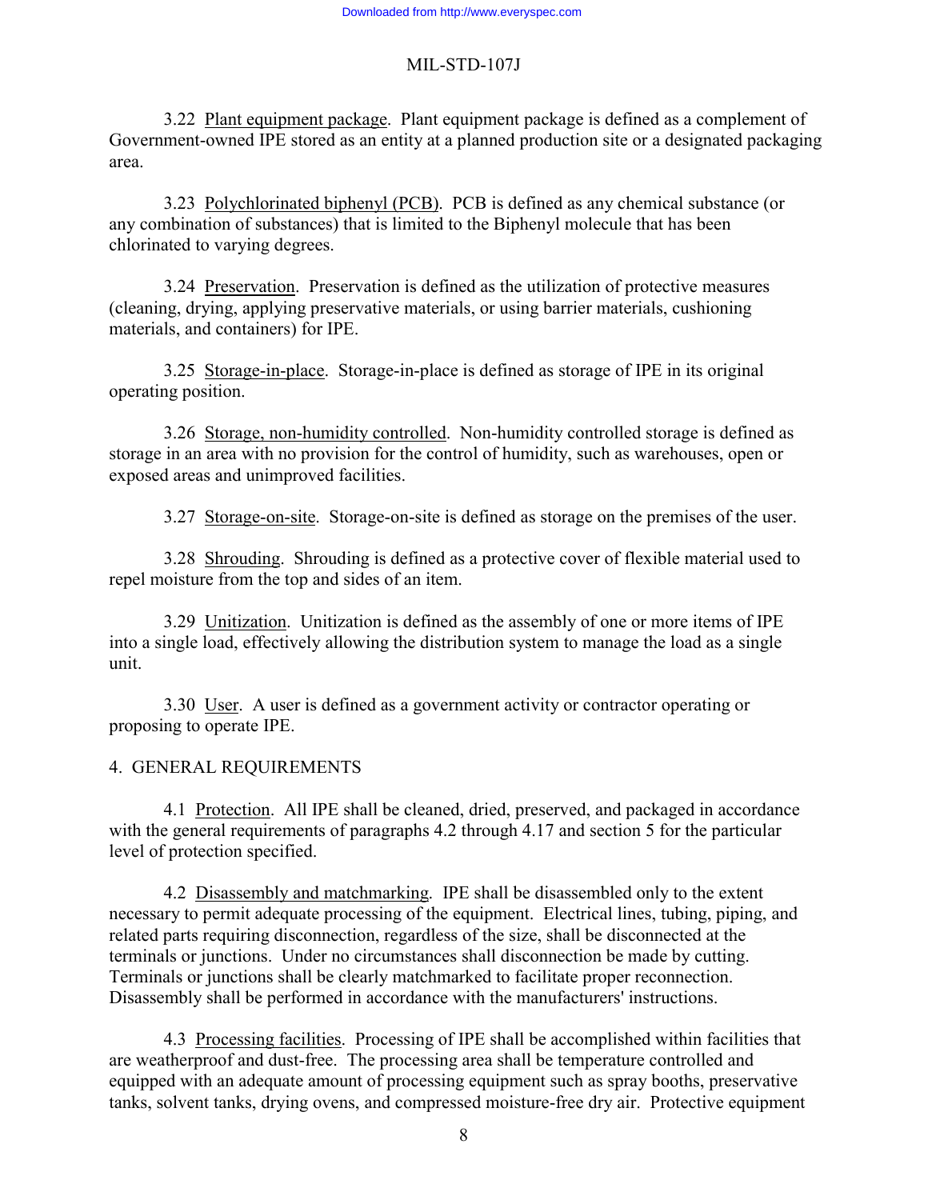3.22 Plant equipment package. Plant equipment package is defined as a complement of Government-owned IPE stored as an entity at a planned production site or a designated packaging area.

3.23 Polychlorinated biphenyl (PCB). PCB is defined as any chemical substance (or any combination of substances) that is limited to the Biphenyl molecule that has been chlorinated to varying degrees.

3.24 Preservation. Preservation is defined as the utilization of protective measures (cleaning, drying, applying preservative materials, or using barrier materials, cushioning materials, and containers) for IPE.

3.25 Storage-in-place. Storage-in-place is defined as storage of IPE in its original operating position.

3.26 Storage, non-humidity controlled. Non-humidity controlled storage is defined as storage in an area with no provision for the control of humidity, such as warehouses, open or exposed areas and unimproved facilities.

3.27 Storage-on-site. Storage-on-site is defined as storage on the premises of the user.

3.28 Shrouding. Shrouding is defined as a protective cover of flexible material used to repel moisture from the top and sides of an item.

3.29 Unitization. Unitization is defined as the assembly of one or more items of IPE into a single load, effectively allowing the distribution system to manage the load as a single unit.

3.30 User. A user is defined as a government activity or contractor operating or proposing to operate IPE.

## 4. GENERAL REQUIREMENTS

4.1 Protection. All IPE shall be cleaned, dried, preserved, and packaged in accordance with the general requirements of paragraphs 4.2 through 4.17 and section 5 for the particular level of protection specified.

4.2 Disassembly and matchmarking. IPE shall be disassembled only to the extent necessary to permit adequate processing of the equipment. Electrical lines, tubing, piping, and related parts requiring disconnection, regardless of the size, shall be disconnected at the terminals or junctions. Under no circumstances shall disconnection be made by cutting. Terminals or junctions shall be clearly matchmarked to facilitate proper reconnection. Disassembly shall be performed in accordance with the manufacturers' instructions.

4.3 Processing facilities. Processing of IPE shall be accomplished within facilities that are weatherproof and dust-free. The processing area shall be temperature controlled and equipped with an adequate amount of processing equipment such as spray booths, preservative tanks, solvent tanks, drying ovens, and compressed moisture-free dry air. Protective equipment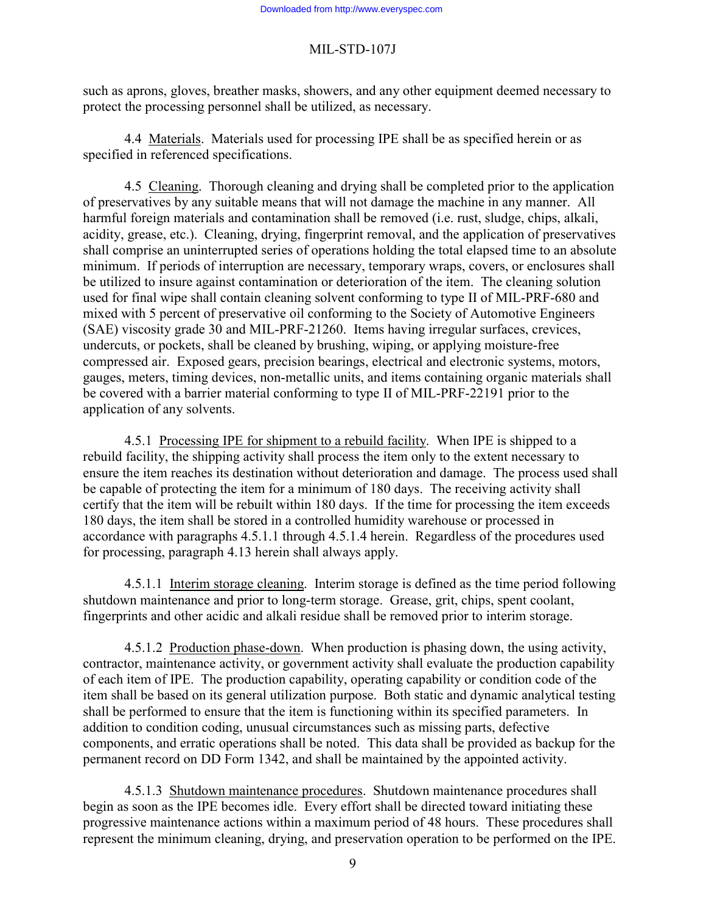such as aprons, gloves, breather masks, showers, and any other equipment deemed necessary to protect the processing personnel shall be utilized, as necessary.

4.4 Materials. Materials used for processing IPE shall be as specified herein or as specified in referenced specifications.

4.5 Cleaning. Thorough cleaning and drying shall be completed prior to the application of preservatives by any suitable means that will not damage the machine in any manner. All harmful foreign materials and contamination shall be removed (i.e. rust, sludge, chips, alkali, acidity, grease, etc.). Cleaning, drying, fingerprint removal, and the application of preservatives shall comprise an uninterrupted series of operations holding the total elapsed time to an absolute minimum. If periods of interruption are necessary, temporary wraps, covers, or enclosures shall be utilized to insure against contamination or deterioration of the item. The cleaning solution used for final wipe shall contain cleaning solvent conforming to type II of MIL-PRF-680 and mixed with 5 percent of preservative oil conforming to the Society of Automotive Engineers (SAE) viscosity grade 30 and MIL-PRF-21260. Items having irregular surfaces, crevices, undercuts, or pockets, shall be cleaned by brushing, wiping, or applying moisture-free compressed air. Exposed gears, precision bearings, electrical and electronic systems, motors, gauges, meters, timing devices, non-metallic units, and items containing organic materials shall be covered with a barrier material conforming to type II of MIL-PRF-22191 prior to the application of any solvents.

4.5.1 Processing IPE for shipment to a rebuild facility. When IPE is shipped to a rebuild facility, the shipping activity shall process the item only to the extent necessary to ensure the item reaches its destination without deterioration and damage. The process used shall be capable of protecting the item for a minimum of 180 days. The receiving activity shall certify that the item will be rebuilt within 180 days. If the time for processing the item exceeds 180 days, the item shall be stored in a controlled humidity warehouse or processed in accordance with paragraphs 4.5.1.1 through 4.5.1.4 herein. Regardless of the procedures used for processing, paragraph 4.13 herein shall always apply.

4.5.1.1 Interim storage cleaning. Interim storage is defined as the time period following shutdown maintenance and prior to long-term storage. Grease, grit, chips, spent coolant, fingerprints and other acidic and alkali residue shall be removed prior to interim storage.

4.5.1.2 Production phase-down. When production is phasing down, the using activity, contractor, maintenance activity, or government activity shall evaluate the production capability of each item of IPE. The production capability, operating capability or condition code of the item shall be based on its general utilization purpose. Both static and dynamic analytical testing shall be performed to ensure that the item is functioning within its specified parameters. In addition to condition coding, unusual circumstances such as missing parts, defective components, and erratic operations shall be noted. This data shall be provided as backup for the permanent record on DD Form 1342, and shall be maintained by the appointed activity.

4.5.1.3 Shutdown maintenance procedures. Shutdown maintenance procedures shall begin as soon as the IPE becomes idle. Every effort shall be directed toward initiating these progressive maintenance actions within a maximum period of 48 hours. These procedures shall represent the minimum cleaning, drying, and preservation operation to be performed on the IPE.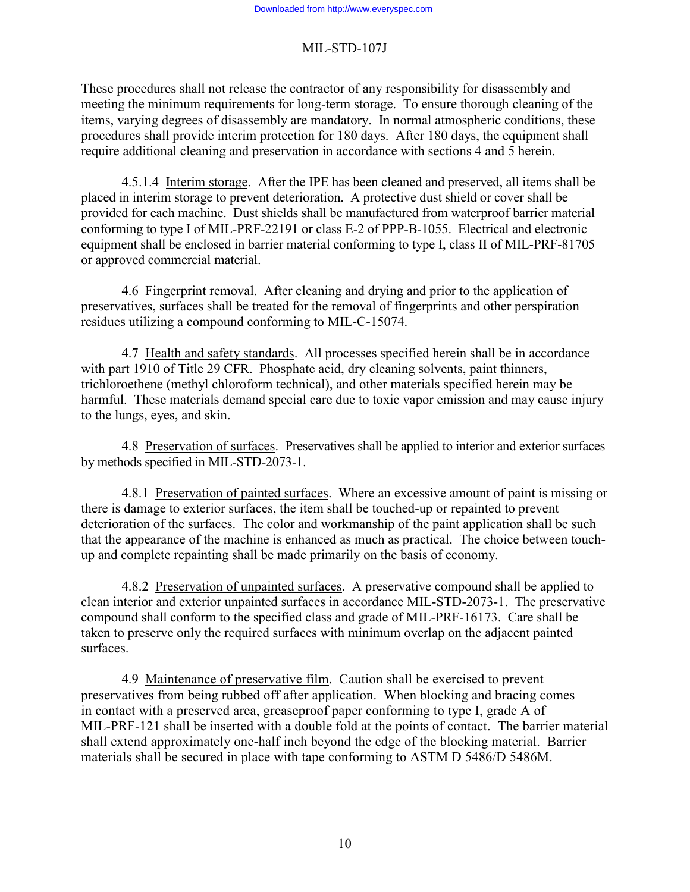These procedures shall not release the contractor of any responsibility for disassembly and meeting the minimum requirements for long-term storage. To ensure thorough cleaning of the items, varying degrees of disassembly are mandatory. In normal atmospheric conditions, these procedures shall provide interim protection for 180 days. After 180 days, the equipment shall require additional cleaning and preservation in accordance with sections 4 and 5 herein.

4.5.1.4 Interim storage. After the IPE has been cleaned and preserved, all items shall be placed in interim storage to prevent deterioration. A protective dust shield or cover shall be provided for each machine. Dust shields shall be manufactured from waterproof barrier material conforming to type I of MIL-PRF-22191 or class E-2 of PPP-B-1055. Electrical and electronic equipment shall be enclosed in barrier material conforming to type I, class II of MIL-PRF-81705 or approved commercial material.

4.6 Fingerprint removal. After cleaning and drying and prior to the application of preservatives, surfaces shall be treated for the removal of fingerprints and other perspiration residues utilizing a compound conforming to MIL-C-15074.

4.7 Health and safety standards. All processes specified herein shall be in accordance with part 1910 of Title 29 CFR. Phosphate acid, dry cleaning solvents, paint thinners, trichloroethene (methyl chloroform technical), and other materials specified herein may be harmful. These materials demand special care due to toxic vapor emission and may cause injury to the lungs, eyes, and skin.

4.8 Preservation of surfaces. Preservatives shall be applied to interior and exterior surfaces by methods specified in MIL-STD-2073-1.

4.8.1 Preservation of painted surfaces. Where an excessive amount of paint is missing or there is damage to exterior surfaces, the item shall be touched-up or repainted to prevent deterioration of the surfaces. The color and workmanship of the paint application shall be such that the appearance of the machine is enhanced as much as practical. The choice between touch-up and complete repainting shall be made primarily on the basis of economy.

4.8.2 Preservation of unpainted surfaces. A preservative compound shall be applied to clean interior and exterior unpainted surfaces in accordance MIL-STD-2073-1. The preservative compound shall conform to the specified class and grade of MIL-PRF-16173. Care shall be taken to preserve only the required surfaces with minimum overlap on the adjacent painted surfaces.

4.9 Maintenance of preservative film. Caution shall be exercised to prevent preservatives from being rubbed off after application. When blocking and bracing comes in contact with a preserved area, greaseproof paper conforming to type I, grade A of MIL-PRF-121 shall be inserted with a double fold at the points of contact. The barrier material shall extend approximately one-half inch beyond the edge of the blocking material. Barrier materials shall be secured in place with tape conforming to ASTM D 5486/D 5486M.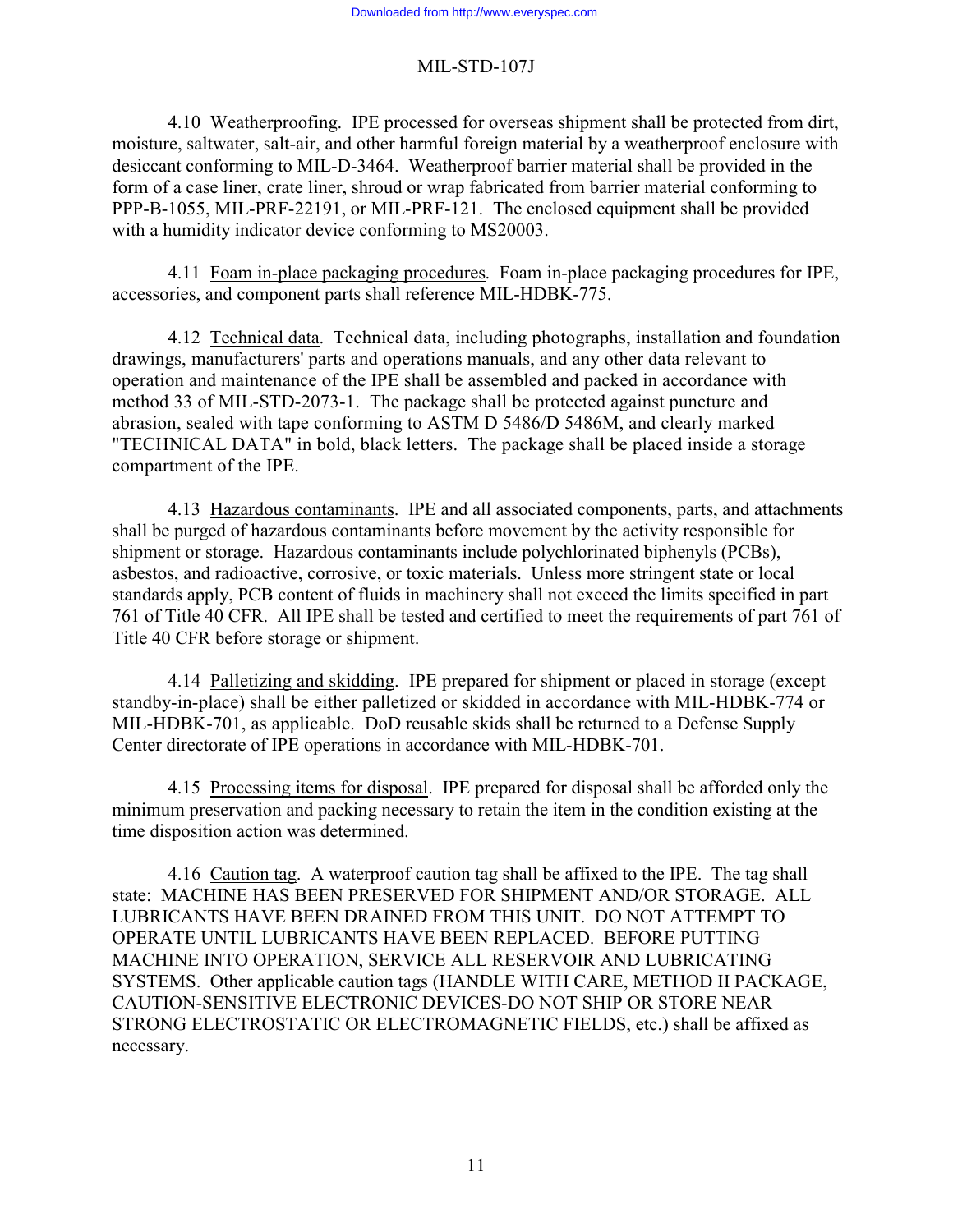4.10 Weatherproofing. IPE processed for overseas shipment shall be protected from dirt, moisture, saltwater, salt-air, and other harmful foreign material by a weatherproof enclosure with desiccant conforming to MIL-D-3464. Weatherproof barrier material shall be provided in the form of a case liner, crate liner, shroud or wrap fabricated from barrier material conforming to PPP-B-1055, MIL-PRF-22191, or MIL-PRF-121. The enclosed equipment shall be provided with a humidity indicator device conforming to MS20003.

4.11 Foam in-place packaging procedures. Foam in-place packaging procedures for IPE, accessories, and component parts shall reference MIL-HDBK-775.

4.12 Technical data. Technical data, including photographs, installation and foundation drawings, manufacturers' parts and operations manuals, and any other data relevant to operation and maintenance of the IPE shall be assembled and packed in accordance with method 33 of MIL-STD-2073-1. The package shall be protected against puncture and abrasion, sealed with tape conforming to ASTM D 5486/D 5486M, and clearly marked "TECHNICAL DATA" in bold, black letters. The package shall be placed inside a storage compartment of the IPE.

4.13 Hazardous contaminants. IPE and all associated components, parts, and attachments shall be purged of hazardous contaminants before movement by the activity responsible for shipment or storage. Hazardous contaminants include polychlorinated biphenyls (PCBs), asbestos, and radioactive, corrosive, or toxic materials. Unless more stringent state or local standards apply, PCB content of fluids in machinery shall not exceed the limits specified in part 761 of Title 40 CFR. All IPE shall be tested and certified to meet the requirements of part 761 of Title 40 CFR before storage or shipment.

4.14 Palletizing and skidding. IPE prepared for shipment or placed in storage (except standby-in-place) shall be either palletized or skidded in accordance with MIL-HDBK-774 or MIL-HDBK-701, as applicable. DoD reusable skids shall be returned to a Defense Supply Center directorate of IPE operations in accordance with MIL-HDBK-701.

4.15 Processing items for disposal. IPE prepared for disposal shall be afforded only the minimum preservation and packing necessary to retain the item in the condition existing at the time disposition action was determined.

4.16 Caution tag. A waterproof caution tag shall be affixed to the IPE. The tag shall state: MACHINE HAS BEEN PRESERVED FOR SHIPMENT AND/OR STORAGE. ALL LUBRICANTS HAVE BEEN DRAINED FROM THIS UNIT. DO NOT ATTEMPT TO OPERATE UNTIL LUBRICANTS HAVE BEEN REPLACED. BEFORE PUTTING MACHINE INTO OPERATION, SERVICE ALL RESERVOIR AND LUBRICATING SYSTEMS. Other applicable caution tags (HANDLE WITH CARE, METHOD II PACKAGE, CAUTION-SENSITIVE ELECTRONIC DEVICES-DO NOT SHIP OR STORE NEAR STRONG ELECTROSTATIC OR ELECTROMAGNETIC FIELDS, etc.) shall be affixed as necessary.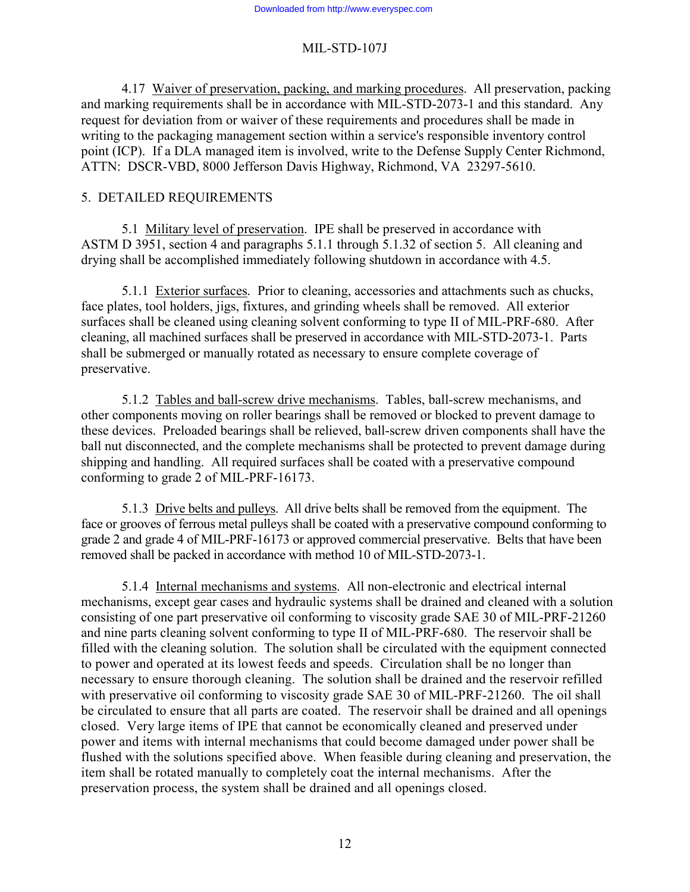4.17 Waiver of preservation, packing, and marking procedures. All preservation, packing and marking requirements shall be in accordance with MIL-STD-2073-1 and this standard. Any request for deviation from or waiver of these requirements and procedures shall be made in writing to the packaging management section within a service's responsible inventory control point (ICP). If a DLA managed item is involved, write to the Defense Supply Center Richmond, ATTN: DSCR-VBD, 8000 Jefferson Davis Highway, Richmond, VA 23297-5610.

## 5. DETAILED REQUIREMENTS

5.1 Military level of preservation. IPE shall be preserved in accordance with ASTM D 3951, section 4 and paragraphs 5.1.1 through 5.1.32 of section 5. All cleaning and drying shall be accomplished immediately following shutdown in accordance with 4.5.

5.1.1 Exterior surfaces. Prior to cleaning, accessories and attachments such as chucks, face plates, tool holders, jigs, fixtures, and grinding wheels shall be removed. All exterior surfaces shall be cleaned using cleaning solvent conforming to type II of MIL-PRF-680. After cleaning, all machined surfaces shall be preserved in accordance with MIL-STD-2073-1. Parts shall be submerged or manually rotated as necessary to ensure complete coverage of preservative.

5.1.2 Tables and ball-screw drive mechanisms. Tables, ball-screw mechanisms, and other components moving on roller bearings shall be removed or blocked to prevent damage to these devices. Preloaded bearings shall be relieved, ball-screw driven components shall have the ball nut disconnected, and the complete mechanisms shall be protected to prevent damage during shipping and handling. All required surfaces shall be coated with a preservative compound conforming to grade 2 of MIL-PRF-16173.

5.1.3 Drive belts and pulleys. All drive belts shall be removed from the equipment. The face or grooves of ferrous metal pulleys shall be coated with a preservative compound conforming to grade 2 and grade 4 of MIL-PRF-16173 or approved commercial preservative. Belts that have been removed shall be packed in accordance with method 10 of MIL-STD-2073-1.

5.1.4 Internal mechanisms and systems. All non-electronic and electrical internal mechanisms, except gear cases and hydraulic systems shall be drained and cleaned with a solution consisting of one part preservative oil conforming to viscosity grade SAE 30 of MIL-PRF-21260 and nine parts cleaning solvent conforming to type II of MIL-PRF-680. The reservoir shall be filled with the cleaning solution. The solution shall be circulated with the equipment connected to power and operated at its lowest feeds and speeds. Circulation shall be no longer than necessary to ensure thorough cleaning. The solution shall be drained and the reservoir refilled with preservative oil conforming to viscosity grade SAE 30 of MIL-PRF-21260. The oil shall be circulated to ensure that all parts are coated. The reservoir shall be drained and all openings closed. Very large items of IPE that cannot be economically cleaned and preserved under power and items with internal mechanisms that could become damaged under power shall be flushed with the solutions specified above. When feasible during cleaning and preservation, the item shall be rotated manually to completely coat the internal mechanisms. After the preservation process, the system shall be drained and all openings closed.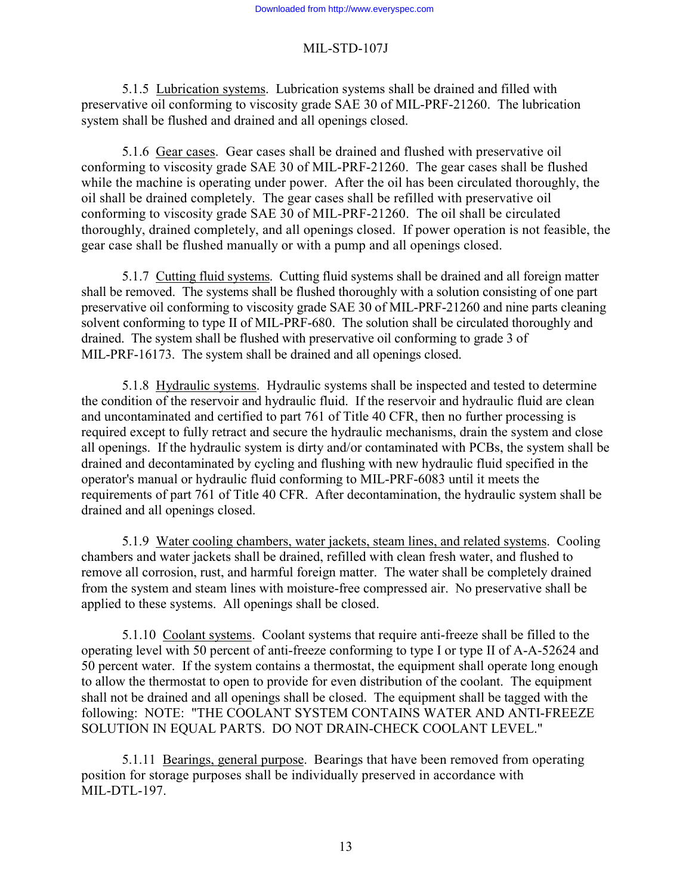5.1.5 Lubrication systems. Lubrication systems shall be drained and filled with preservative oil conforming to viscosity grade SAE 30 of MIL-PRF-21260. The lubrication system shall be flushed and drained and all openings closed.

5.1.6 Gear cases. Gear cases shall be drained and flushed with preservative oil conforming to viscosity grade SAE 30 of MIL-PRF-21260. The gear cases shall be flushed while the machine is operating under power. After the oil has been circulated thoroughly, the oil shall be drained completely. The gear cases shall be refilled with preservative oil conforming to viscosity grade SAE 30 of MIL-PRF-21260. The oil shall be circulated thoroughly, drained completely, and all openings closed. If power operation is not feasible, the gear case shall be flushed manually or with a pump and all openings closed.

5.1.7 Cutting fluid systems. Cutting fluid systems shall be drained and all foreign matter shall be removed. The systems shall be flushed thoroughly with a solution consisting of one part preservative oil conforming to viscosity grade SAE 30 of MIL-PRF-21260 and nine parts cleaning solvent conforming to type II of MIL-PRF-680. The solution shall be circulated thoroughly and drained. The system shall be flushed with preservative oil conforming to grade 3 of MIL-PRF-16173. The system shall be drained and all openings closed.

5.1.8 Hydraulic systems. Hydraulic systems shall be inspected and tested to determine the condition of the reservoir and hydraulic fluid. If the reservoir and hydraulic fluid are clean and uncontaminated and certified to part 761 of Title 40 CFR, then no further processing is required except to fully retract and secure the hydraulic mechanisms, drain the system and close all openings. If the hydraulic system is dirty and/or contaminated with PCBs, the system shall be drained and decontaminated by cycling and flushing with new hydraulic fluid specified in the operator's manual or hydraulic fluid conforming to MIL-PRF-6083 until it meets the requirements of part 761 of Title 40 CFR. After decontamination, the hydraulic system shall be drained and all openings closed.

5.1.9 Water cooling chambers, water jackets, steam lines, and related systems. Cooling chambers and water jackets shall be drained, refilled with clean fresh water, and flushed to remove all corrosion, rust, and harmful foreign matter. The water shall be completely drained from the system and steam lines with moisture-free compressed air. No preservative shall be applied to these systems. All openings shall be closed.

5.1.10 Coolant systems. Coolant systems that require anti-freeze shall be filled to the operating level with 50 percent of anti-freeze conforming to type I or type II of A-A-52624 and 50 percent water. If the system contains a thermostat, the equipment shall operate long enough to allow the thermostat to open to provide for even distribution of the coolant. The equipment shall not be drained and all openings shall be closed. The equipment shall be tagged with the following: NOTE: "THE COOLANT SYSTEM CONTAINS WATER AND ANTI-FREEZE SOLUTION IN EQUAL PARTS. DO NOT DRAIN-CHECK COOLANT LEVEL."

5.1.11 Bearings, general purpose. Bearings that have been removed from operating position for storage purposes shall be individually preserved in accordance with MIL-DTL-197.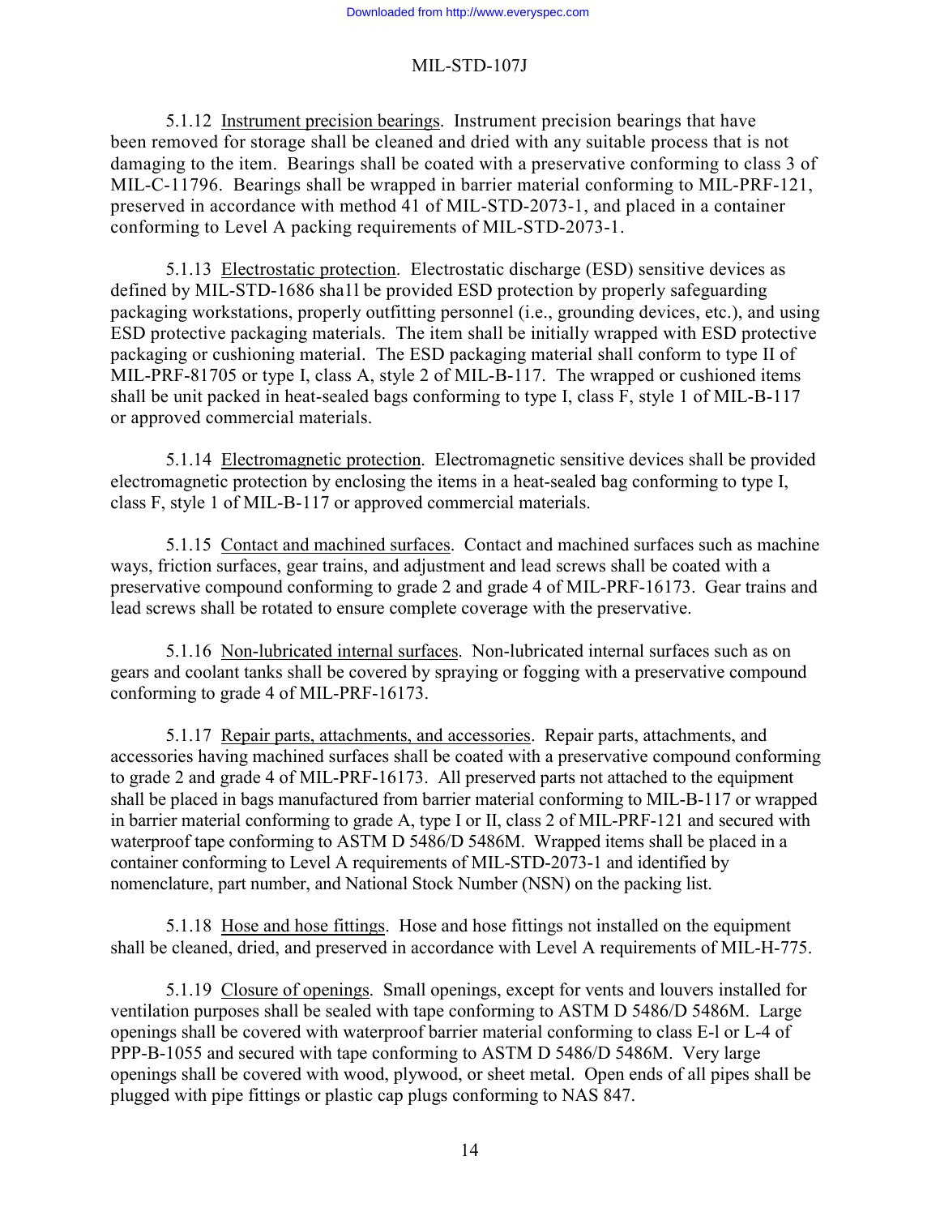5.1.12 Instrument precision bearings. Instrument precision bearings that have been removed for storage shall be cleaned and dried with any suitable process that is not damaging to the item. Bearings shall be coated with a preservative conforming to class 3 of MIL-C-11796. Bearings shall be wrapped in barrier material conforming to MIL-PRF-121, preserved in accordance with method 41 of MIL-STD-2073-1, and placed in a container conforming to Level A packing requirements of MIL-STD-2073-1.

5.1.13 Electrostatic protection. Electrostatic discharge (ESD) sensitive devices as defined by MIL-STD-1686 sha1l be provided ESD protection by properly safeguarding packaging workstations, properly outfitting personnel (i.e., grounding devices, etc.), and using ESD protective packaging materials. The item shall be initially wrapped with ESD protective packaging or cushioning material. The ESD packaging material shall conform to type II of MIL-PRF-81705 or type I, class A, style 2 of MIL-B-117. The wrapped or cushioned items shall be unit packed in heat-sealed bags conforming to type I, class F, style 1 of MIL-B-117 or approved commercial materials.

5.1.14 Electromagnetic protection. Electromagnetic sensitive devices shall be provided electromagnetic protection by enclosing the items in a heat-sealed bag conforming to type I, class F, style 1 of MIL-B-117 or approved commercial materials.

5.1.15 Contact and machined surfaces. Contact and machined surfaces such as machine ways, friction surfaces, gear trains, and adjustment and lead screws shall be coated with a preservative compound conforming to grade 2 and grade 4 of MIL-PRF-16173. Gear trains and lead screws shall be rotated to ensure complete coverage with the preservative.

5.1.16 Non-lubricated internal surfaces. Non-lubricated internal surfaces such as on gears and coolant tanks shall be covered by spraying or fogging with a preservative compound conforming to grade 4 of MIL-PRF-16173.

5.1.17 Repair parts, attachments, and accessories. Repair parts, attachments, and accessories having machined surfaces shall be coated with a preservative compound conforming to grade 2 and grade 4 of MIL-PRF-16173. All preserved parts not attached to the equipment shall be placed in bags manufactured from barrier material conforming to MIL-B-117 or wrapped in barrier material conforming to grade A, type I or II, class 2 of MIL-PRF-121 and secured with waterproof tape conforming to ASTM D 5486/D 5486M. Wrapped items shall be placed in a container conforming to Level A requirements of MIL-STD-2073-1 and identified by nomenclature, part number, and National Stock Number (NSN) on the packing list.

5.1.18 Hose and hose fittings. Hose and hose fittings not installed on the equipment shall be cleaned, dried, and preserved in accordance with Level A requirements of MIL-H-775.

5.1.19 Closure of openings. Small openings, except for vents and louvers installed for ventilation purposes shall be sealed with tape conforming to ASTM D 5486/D 5486M. Large openings shall be covered with waterproof barrier material conforming to class E-l or L-4 of PPP-B-1055 and secured with tape conforming to ASTM D 5486/D 5486M. Very large openings shall be covered with wood, plywood, or sheet metal. Open ends of all pipes shall be plugged with pipe fittings or plastic cap plugs conforming to NAS 847.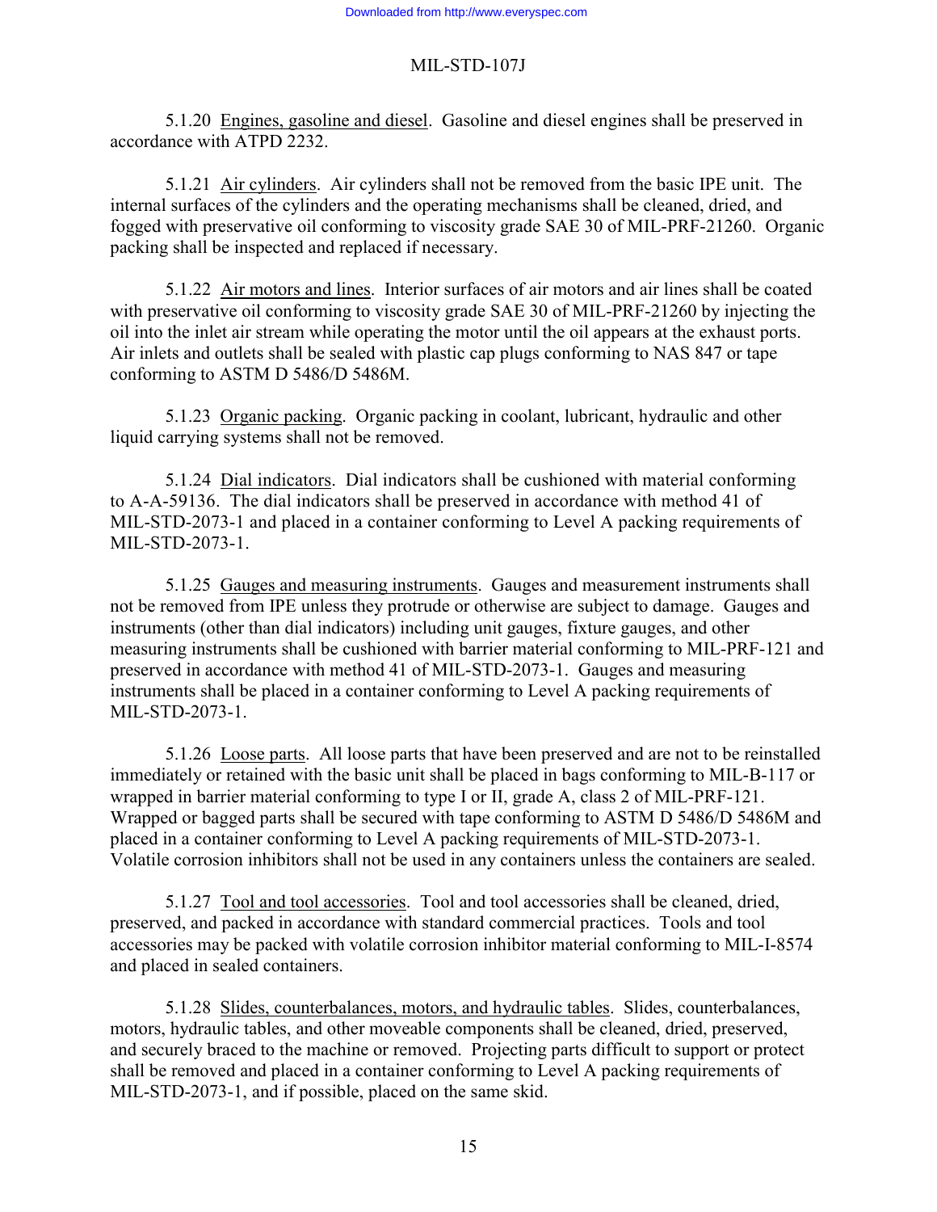5.1.20 Engines, gasoline and diesel. Gasoline and diesel engines shall be preserved in accordance with ATPD 2232.

5.1.21 Air cylinders. Air cylinders shall not be removed from the basic IPE unit. The internal surfaces of the cylinders and the operating mechanisms shall be cleaned, dried, and fogged with preservative oil conforming to viscosity grade SAE 30 of MIL-PRF-21260. Organic packing shall be inspected and replaced if necessary.

5.1.22 Air motors and lines. Interior surfaces of air motors and air lines shall be coated with preservative oil conforming to viscosity grade SAE 30 of MIL-PRF-21260 by injecting the oil into the inlet air stream while operating the motor until the oil appears at the exhaust ports. Air inlets and outlets shall be sealed with plastic cap plugs conforming to NAS 847 or tape conforming to ASTM D 5486/D 5486M.

5.1.23 Organic packing. Organic packing in coolant, lubricant, hydraulic and other liquid carrying systems shall not be removed.

5.1.24 Dial indicators. Dial indicators shall be cushioned with material conforming to A-A-59136. The dial indicators shall be preserved in accordance with method 41 of MIL-STD-2073-1 and placed in a container conforming to Level A packing requirements of MIL-STD-2073-1.

5.1.25 Gauges and measuring instruments. Gauges and measurement instruments shall not be removed from IPE unless they protrude or otherwise are subject to damage. Gauges and instruments (other than dial indicators) including unit gauges, fixture gauges, and other measuring instruments shall be cushioned with barrier material conforming to MIL-PRF-121 and preserved in accordance with method 41 of MIL-STD-2073-1. Gauges and measuring instruments shall be placed in a container conforming to Level A packing requirements of MIL-STD-2073-1.

5.1.26 Loose parts. All loose parts that have been preserved and are not to be reinstalled immediately or retained with the basic unit shall be placed in bags conforming to MIL-B-117 or wrapped in barrier material conforming to type I or II, grade A, class 2 of MIL-PRF-121. Wrapped or bagged parts shall be secured with tape conforming to ASTM D 5486/D 5486M and placed in a container conforming to Level A packing requirements of MIL-STD-2073-1. Volatile corrosion inhibitors shall not be used in any containers unless the containers are sealed.

5.1.27 Tool and tool accessories. Tool and tool accessories shall be cleaned, dried, preserved, and packed in accordance with standard commercial practices. Tools and tool accessories may be packed with volatile corrosion inhibitor material conforming to MIL-I-8574 and placed in sealed containers.

5.1.28 Slides, counterbalances, motors, and hydraulic tables. Slides, counterbalances, motors, hydraulic tables, and other moveable components shall be cleaned, dried, preserved, and securely braced to the machine or removed. Projecting parts difficult to support or protect shall be removed and placed in a container conforming to Level A packing requirements of MIL-STD-2073-1, and if possible, placed on the same skid.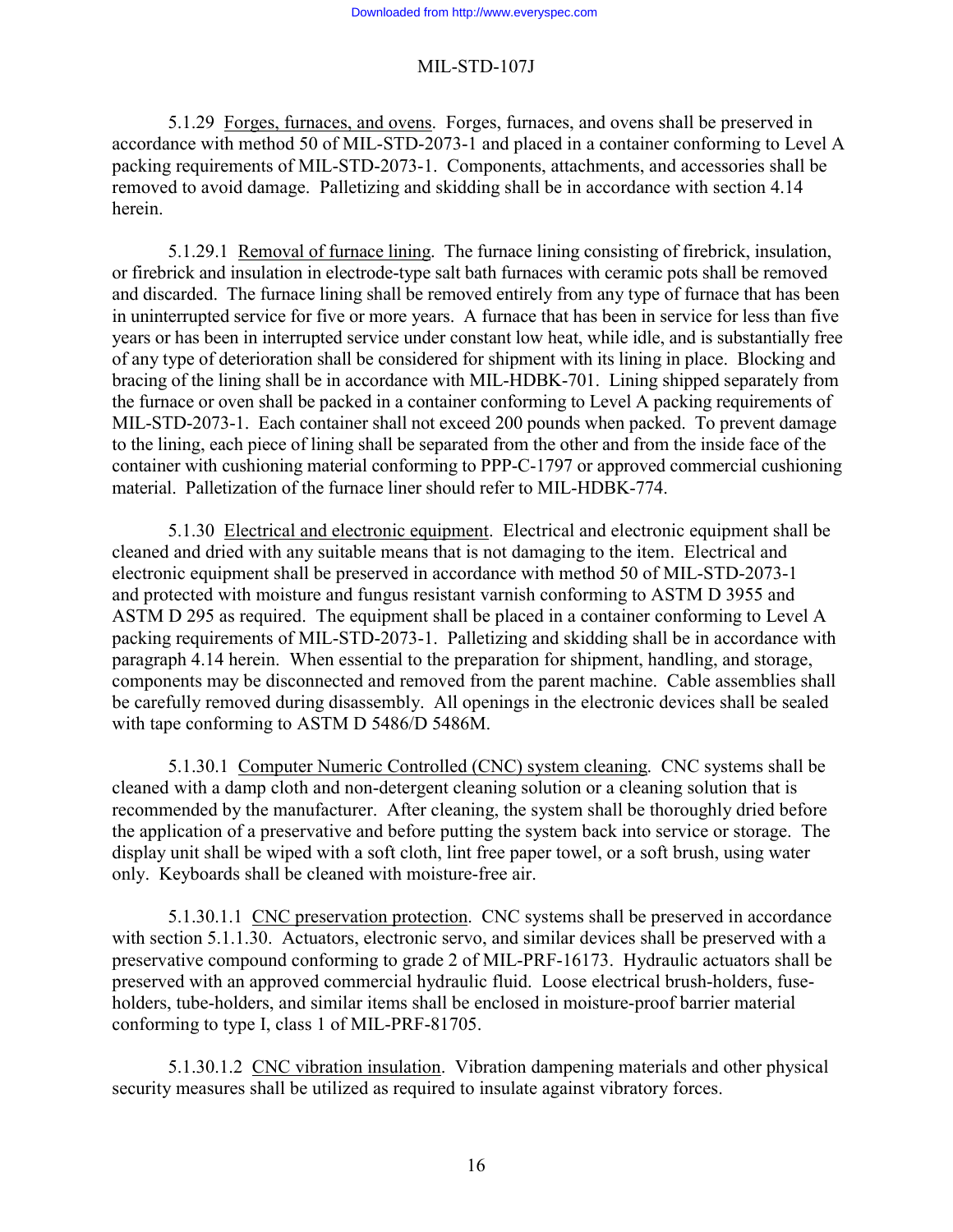5.1.29 Forges, furnaces, and ovens. Forges, furnaces, and ovens shall be preserved in accordance with method 50 of MIL-STD-2073-1 and placed in a container conforming to Level A packing requirements of MIL-STD-2073-1. Components, attachments, and accessories shall be removed to avoid damage. Palletizing and skidding shall be in accordance with section 4.14 herein.

5.1.29.1 Removal of furnace lining. The furnace lining consisting of firebrick, insulation, or firebrick and insulation in electrode-type salt bath furnaces with ceramic pots shall be removed and discarded. The furnace lining shall be removed entirely from any type of furnace that has been in uninterrupted service for five or more years. A furnace that has been in service for less than five years or has been in interrupted service under constant low heat, while idle, and is substantially free of any type of deterioration shall be considered for shipment with its lining in place. Blocking and bracing of the lining shall be in accordance with MIL-HDBK-701. Lining shipped separately from the furnace or oven shall be packed in a container conforming to Level A packing requirements of MIL-STD-2073-1. Each container shall not exceed 200 pounds when packed. To prevent damage to the lining, each piece of lining shall be separated from the other and from the inside face of the container with cushioning material conforming to PPP-C-1797 or approved commercial cushioning material. Palletization of the furnace liner should refer to MIL-HDBK-774.

5.1.30 Electrical and electronic equipment. Electrical and electronic equipment shall be cleaned and dried with any suitable means that is not damaging to the item. Electrical and electronic equipment shall be preserved in accordance with method 50 of MIL-STD-2073-1 and protected with moisture and fungus resistant varnish conforming to ASTM D 3955 and ASTM D 295 as required. The equipment shall be placed in a container conforming to Level A packing requirements of MIL-STD-2073-1. Palletizing and skidding shall be in accordance with paragraph 4.14 herein. When essential to the preparation for shipment, handling, and storage, components may be disconnected and removed from the parent machine. Cable assemblies shall be carefully removed during disassembly. All openings in the electronic devices shall be sealed with tape conforming to ASTM D 5486/D 5486M.

5.1.30.1 Computer Numeric Controlled (CNC) system cleaning. CNC systems shall be cleaned with a damp cloth and non-detergent cleaning solution or a cleaning solution that is recommended by the manufacturer. After cleaning, the system shall be thoroughly dried before the application of a preservative and before putting the system back into service or storage. The display unit shall be wiped with a soft cloth, lint free paper towel, or a soft brush, using water only. Keyboards shall be cleaned with moisture-free air.

5.1.30.1.1 CNC preservation protection. CNC systems shall be preserved in accordance with section 5.1.1.30. Actuators, electronic servo, and similar devices shall be preserved with a preservative compound conforming to grade 2 of MIL-PRF-16173. Hydraulic actuators shall be preserved with an approved commercial hydraulic fluid. Loose electrical brush-holders, fuse-holders, tube-holders, and similar items shall be enclosed in moisture-proof barrier material conforming to type I, class 1 of MIL-PRF-81705.

5.1.30.1.2 CNC vibration insulation. Vibration dampening materials and other physical security measures shall be utilized as required to insulate against vibratory forces.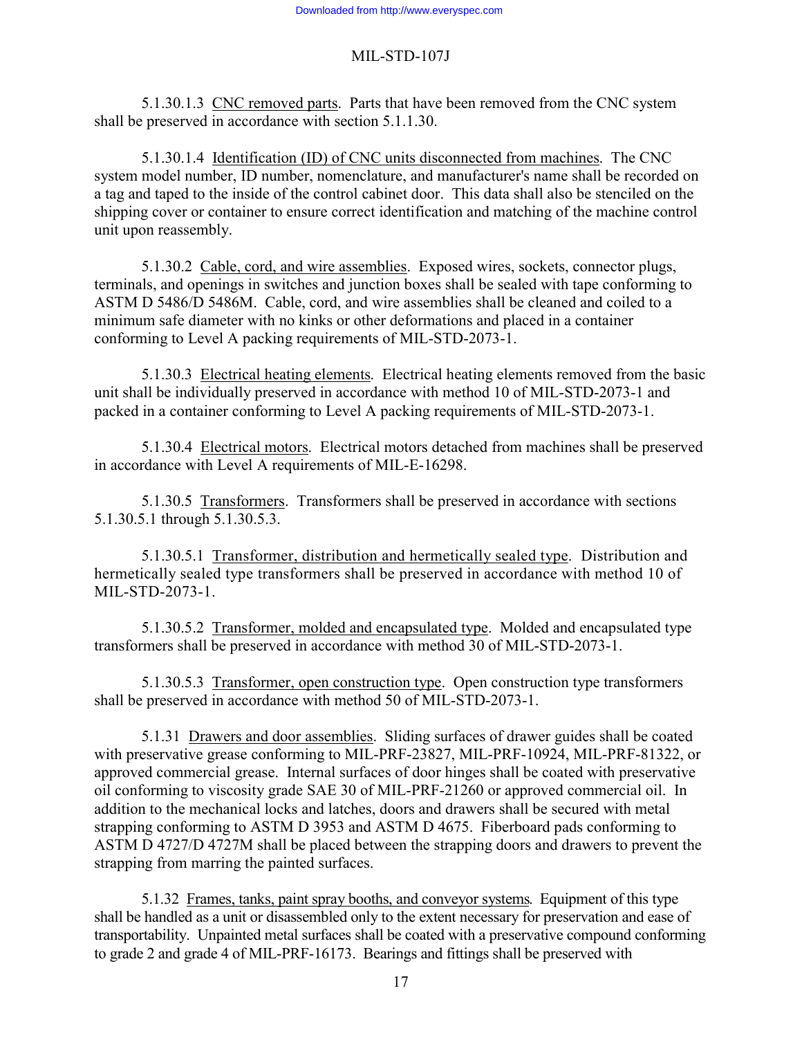5.1.30.1.3 <u>CNC removed parts</u>. Parts that have been removed from the CNC system shall be preserved in accordance with section 5.1.1.30.

5.1.30.1.4 <u>Identification (ID) of CNC units disconnected from machines</u>. The CNC system model number, ID number, nomenclature, and manufacturer's name shall be recorded on a tag and taped to the inside of the control cabinet door. This data shall also be stenciled on the shipping cover or container to ensure correct identification and matching of the machine control unit upon reassembly.

5.1.30.2 <u>Cable, cord, and wire assemblies</u>. Exposed wires, sockets, connector plugs, terminals, and openings in switches and junction boxes shall be sealed with tape conforming to ASTM D 5486/D 5486M. Cable, cord, and wire assemblies shall be cleaned and coiled to a minimum safe diameter with no kinks or other deformations and placed in a container conforming to Level A packing requirements of MIL-STD-2073-1.

5.1.30.3 <u>Electrical heating elements</u>. Electrical heating elements removed from the basic unit shall be individually preserved in accordance with method 10 of MIL-STD-2073-1 and packed in a container conforming to Level A packing requirements of MIL-STD-2073-1.

5.1.30.4 <u>Electrical motors</u>. Electrical motors detached from machines shall be preserved in accordance with Level A requirements of MIL-E-16298.

5.1.30.5 <u>Transformers</u>. Transformers shall be preserved in accordance with sections 5.1.30.5.1 through 5.1.30.5.3.

5.1.30.5.1 <u>Transformer, distribution and hermetically sealed type</u>. Distribution and hermetically sealed type transformers shall be preserved in accordance with method 10 of MIL-STD-2073-1.

5.1.30.5.2 <u>Transformer, molded and encapsulated type</u>. Molded and encapsulated type transformers shall be preserved in accordance with method 30 of MIL-STD-2073-1.

5.1.30.5.3 <u>Transformer, open construction type</u>. Open construction type transformers shall be preserved in accordance with method 50 of MIL-STD-2073-1.

5.1.31 <u>Drawers and door assemblies</u>. Sliding surfaces of drawer guides shall be coated with preservative grease conforming to MIL-PRF-23827, MIL-PRF-10924, MIL-PRF-81322, or approved commercial grease. Internal surfaces of door hinges shall be coated with preservative oil conforming to viscosity grade SAE 30 of MIL-PRF-21260 or approved commercial oil. In addition to the mechanical locks and latches, doors and drawers shall be secured with metal strapping conforming to ASTM D 3953 and ASTM D 4675. Fiberboard pads conforming to ASTM D 4727/D 4727M shall be placed between the strapping doors and drawers to prevent the strapping from marring the painted surfaces.

5.1.32 <u>Frames, tanks, paint spray booths, and conveyor systems</u>. Equipment of this type shall be handled as a unit or disassembled only to the extent necessary for preservation and ease of transportability. Unpainted metal surfaces shall be coated with a preservative compound conforming to grade 2 and grade 4 of MIL-PRF-16173. Bearings and fittings shall be preserved with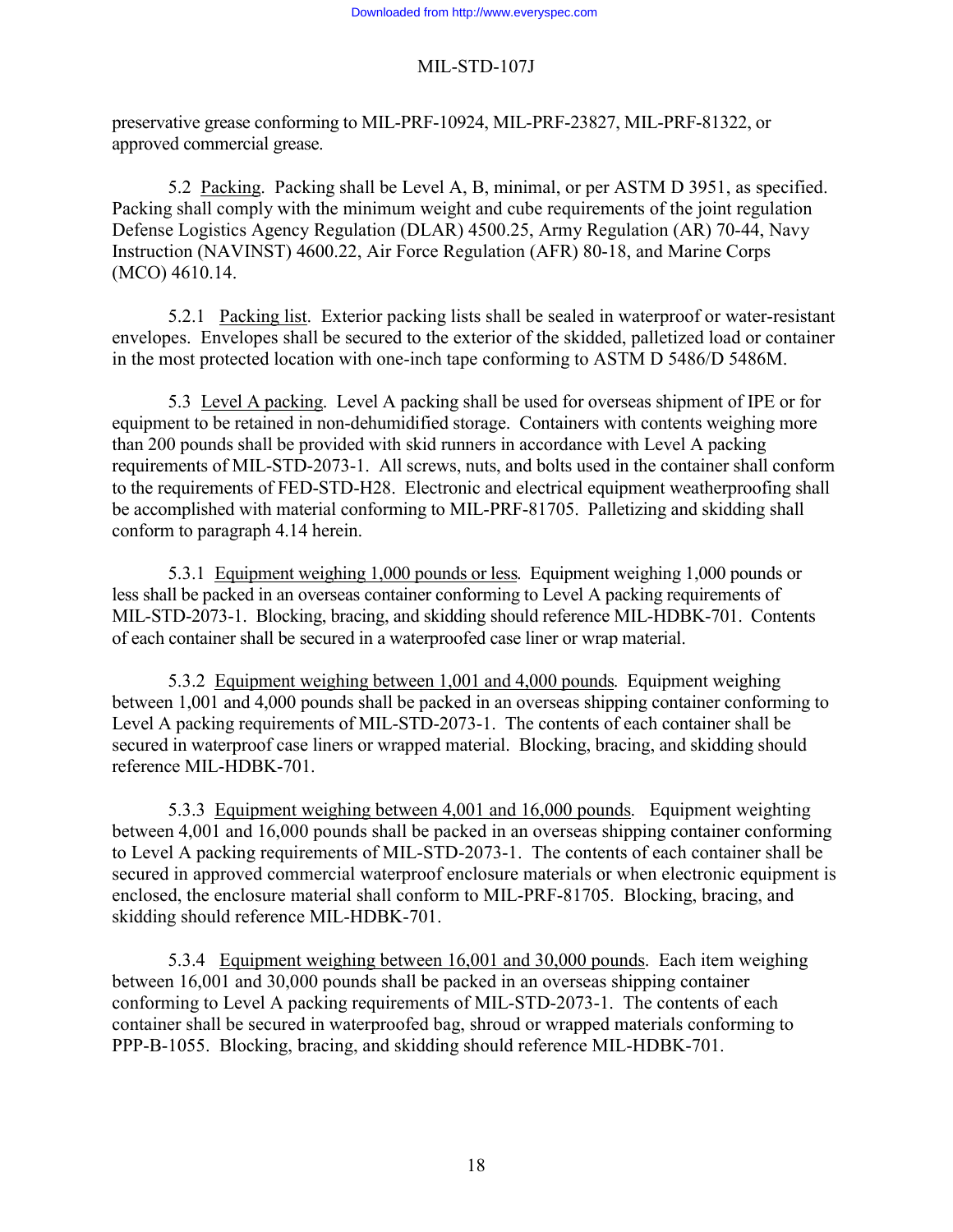preservative grease conforming to MIL-PRF-10924, MIL-PRF-23827, MIL-PRF-81322, or approved commercial grease.

5.2 Packing. Packing shall be Level A, B, minimal, or per ASTM D 3951, as specified. Packing shall comply with the minimum weight and cube requirements of the joint regulation Defense Logistics Agency Regulation (DLAR) 4500.25, Army Regulation (AR) 70-44, Navy Instruction (NAVINST) 4600.22, Air Force Regulation (AFR) 80-18, and Marine Corps (MCO) 4610.14.

5.2.1 Packing list. Exterior packing lists shall be sealed in waterproof or water-resistant envelopes. Envelopes shall be secured to the exterior of the skidded, palletized load or container in the most protected location with one-inch tape conforming to ASTM D 5486/D 5486M.

5.3 Level A packing. Level A packing shall be used for overseas shipment of IPE or for equipment to be retained in non-dehumidified storage. Containers with contents weighing more than 200 pounds shall be provided with skid runners in accordance with Level A packing requirements of MIL-STD-2073-1. All screws, nuts, and bolts used in the container shall conform to the requirements of FED-STD-H28. Electronic and electrical equipment weatherproofing shall be accomplished with material conforming to MIL-PRF-81705. Palletizing and skidding shall conform to paragraph 4.14 herein.

5.3.1 Equipment weighing 1,000 pounds or less. Equipment weighing 1,000 pounds or less shall be packed in an overseas container conforming to Level A packing requirements of MIL-STD-2073-1. Blocking, bracing, and skidding should reference MIL-HDBK-701. Contents of each container shall be secured in a waterproofed case liner or wrap material.

5.3.2 Equipment weighing between 1,001 and 4,000 pounds. Equipment weighing between 1,001 and 4,000 pounds shall be packed in an overseas shipping container conforming to Level A packing requirements of MIL-STD-2073-1. The contents of each container shall be secured in waterproof case liners or wrapped material. Blocking, bracing, and skidding should reference MIL-HDBK-701.

5.3.3 Equipment weighing between 4,001 and 16,000 pounds. Equipment weighting between 4,001 and 16,000 pounds shall be packed in an overseas shipping container conforming to Level A packing requirements of MIL-STD-2073-1. The contents of each container shall be secured in approved commercial waterproof enclosure materials or when electronic equipment is enclosed, the enclosure material shall conform to MIL-PRF-81705. Blocking, bracing, and skidding should reference MIL-HDBK-701.

5.3.4 Equipment weighing between 16,001 and 30,000 pounds. Each item weighing between 16,001 and 30,000 pounds shall be packed in an overseas shipping container conforming to Level A packing requirements of MIL-STD-2073-1. The contents of each container shall be secured in waterproofed bag, shroud or wrapped materials conforming to PPP-B-1055. Blocking, bracing, and skidding should reference MIL-HDBK-701.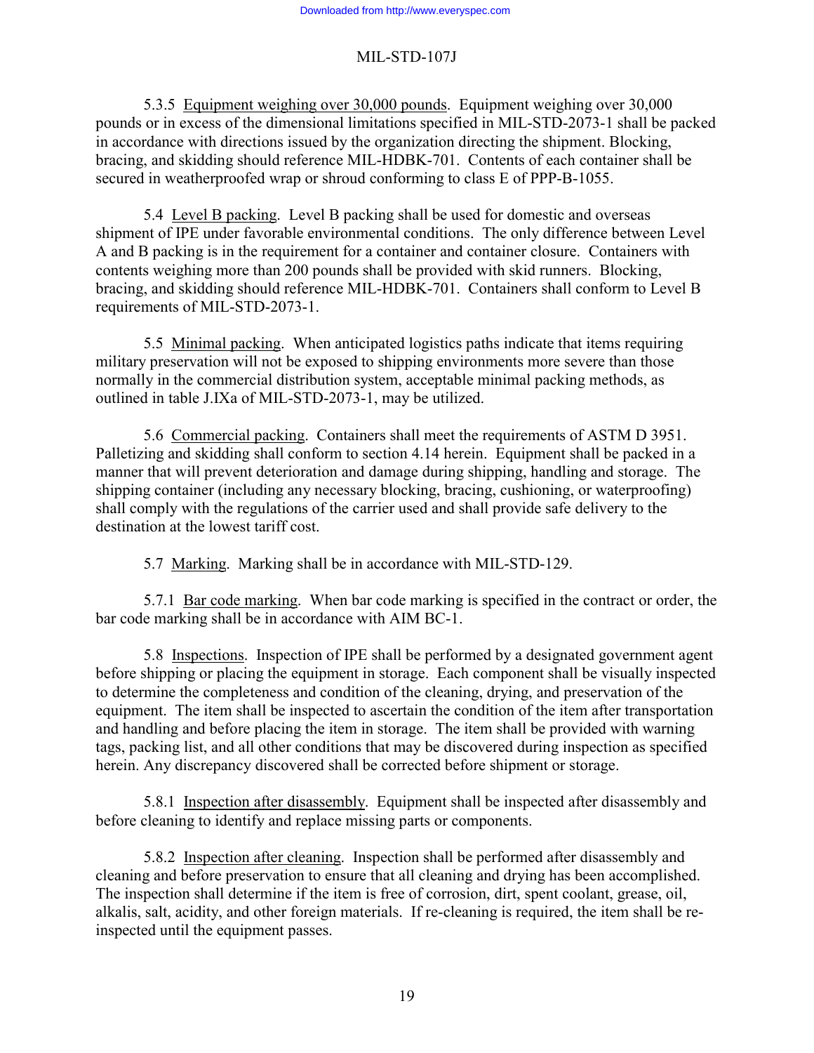5.3.5 <u>Equipment weighing over 30,000 pounds</u>. Equipment weighing over 30,000 pounds or in excess of the dimensional limitations specified in MIL-STD-2073-1 shall be packed in accordance with directions issued by the organization directing the shipment. Blocking, bracing, and skidding should reference MIL-HDBK-701. Contents of each container shall be secured in weatherproofed wrap or shroud conforming to class E of PPP-B-1055.

5.4 <u>Level B packing</u>. Level B packing shall be used for domestic and overseas shipment of IPE under favorable environmental conditions. The only difference between Level A and B packing is in the requirement for a container and container closure. Containers with contents weighing more than 200 pounds shall be provided with skid runners. Blocking, bracing, and skidding should reference MIL-HDBK-701. Containers shall conform to Level B requirements of MIL-STD-2073-1.

5.5 <u>Minimal packing</u>. When anticipated logistics paths indicate that items requiring military preservation will not be exposed to shipping environments more severe than those normally in the commercial distribution system, acceptable minimal packing methods, as outlined in table J.IXa of MIL-STD-2073-1, may be utilized.

5.6 <u>Commercial packing</u>. Containers shall meet the requirements of ASTM D 3951. Palletizing and skidding shall conform to section 4.14 herein. Equipment shall be packed in a manner that will prevent deterioration and damage during shipping, handling and storage. The shipping container (including any necessary blocking, bracing, cushioning, or waterproofing) shall comply with the regulations of the carrier used and shall provide safe delivery to the destination at the lowest tariff cost.

5.7 <u>Marking</u>. Marking shall be in accordance with MIL-STD-129.

5.7.1 <u>Bar code marking</u>. When bar code marking is specified in the contract or order, the bar code marking shall be in accordance with AIM BC-1.

5.8 <u>Inspections</u>. Inspection of IPE shall be performed by a designated government agent before shipping or placing the equipment in storage. Each component shall be visually inspected to determine the completeness and condition of the cleaning, drying, and preservation of the equipment. The item shall be inspected to ascertain the condition of the item after transportation and handling and before placing the item in storage. The item shall be provided with warning tags, packing list, and all other conditions that may be discovered during inspection as specified herein. Any discrepancy discovered shall be corrected before shipment or storage.

5.8.1 <u>Inspection after disassembly</u>. Equipment shall be inspected after disassembly and before cleaning to identify and replace missing parts or components.

5.8.2 <u>Inspection after cleaning</u>. Inspection shall be performed after disassembly and cleaning and before preservation to ensure that all cleaning and drying has been accomplished. The inspection shall determine if the item is free of corrosion, dirt, spent coolant, grease, oil, alkalis, salt, acidity, and other foreign materials. If re-cleaning is required, the item shall be re-inspected until the equipment passes.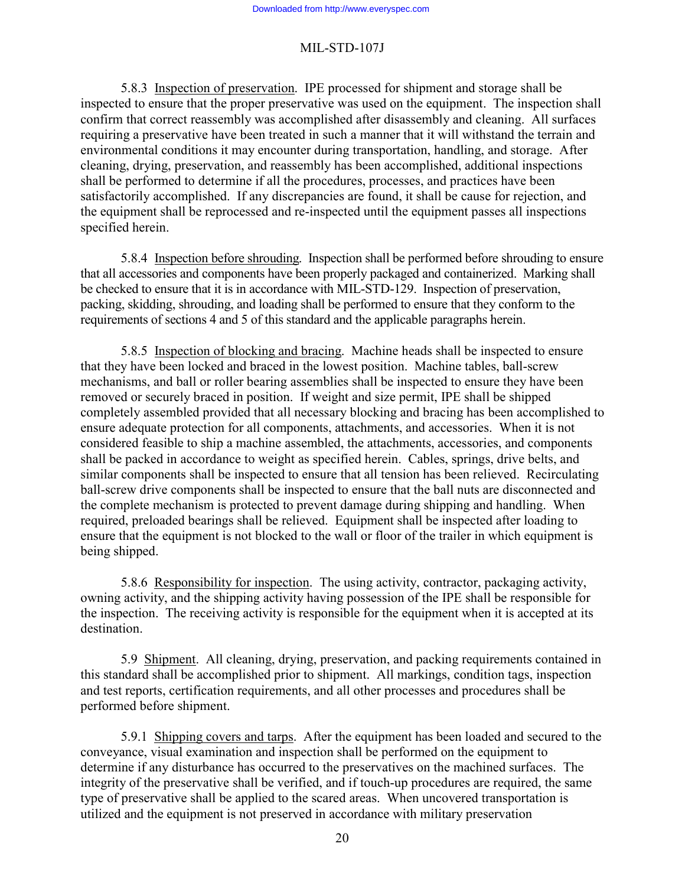5.8.3 Inspection of preservation. IPE processed for shipment and storage shall be inspected to ensure that the proper preservative was used on the equipment. The inspection shall confirm that correct reassembly was accomplished after disassembly and cleaning. All surfaces requiring a preservative have been treated in such a manner that it will withstand the terrain and environmental conditions it may encounter during transportation, handling, and storage. After cleaning, drying, preservation, and reassembly has been accomplished, additional inspections shall be performed to determine if all the procedures, processes, and practices have been satisfactorily accomplished. If any discrepancies are found, it shall be cause for rejection, and the equipment shall be reprocessed and re-inspected until the equipment passes all inspections specified herein.

5.8.4 Inspection before shrouding. Inspection shall be performed before shrouding to ensure that all accessories and components have been properly packaged and containerized. Marking shall be checked to ensure that it is in accordance with MIL-STD-129. Inspection of preservation, packing, skidding, shrouding, and loading shall be performed to ensure that they conform to the requirements of sections 4 and 5 of this standard and the applicable paragraphs herein.

5.8.5 Inspection of blocking and bracing. Machine heads shall be inspected to ensure that they have been locked and braced in the lowest position. Machine tables, ball-screw mechanisms, and ball or roller bearing assemblies shall be inspected to ensure they have been removed or securely braced in position. If weight and size permit, IPE shall be shipped completely assembled provided that all necessary blocking and bracing has been accomplished to ensure adequate protection for all components, attachments, and accessories. When it is not considered feasible to ship a machine assembled, the attachments, accessories, and components shall be packed in accordance to weight as specified herein. Cables, springs, drive belts, and similar components shall be inspected to ensure that all tension has been relieved. Recirculating ball-screw drive components shall be inspected to ensure that the ball nuts are disconnected and the complete mechanism is protected to prevent damage during shipping and handling. When required, preloaded bearings shall be relieved. Equipment shall be inspected after loading to ensure that the equipment is not blocked to the wall or floor of the trailer in which equipment is being shipped.

5.8.6 Responsibility for inspection. The using activity, contractor, packaging activity, owning activity, and the shipping activity having possession of the IPE shall be responsible for the inspection. The receiving activity is responsible for the equipment when it is accepted at its destination.

5.9 Shipment. All cleaning, drying, preservation, and packing requirements contained in this standard shall be accomplished prior to shipment. All markings, condition tags, inspection and test reports, certification requirements, and all other processes and procedures shall be performed before shipment.

5.9.1 Shipping covers and tarps. After the equipment has been loaded and secured to the conveyance, visual examination and inspection shall be performed on the equipment to determine if any disturbance has occurred to the preservatives on the machined surfaces. The integrity of the preservative shall be verified, and if touch-up procedures are required, the same type of preservative shall be applied to the scared areas. When uncovered transportation is utilized and the equipment is not preserved in accordance with military preservation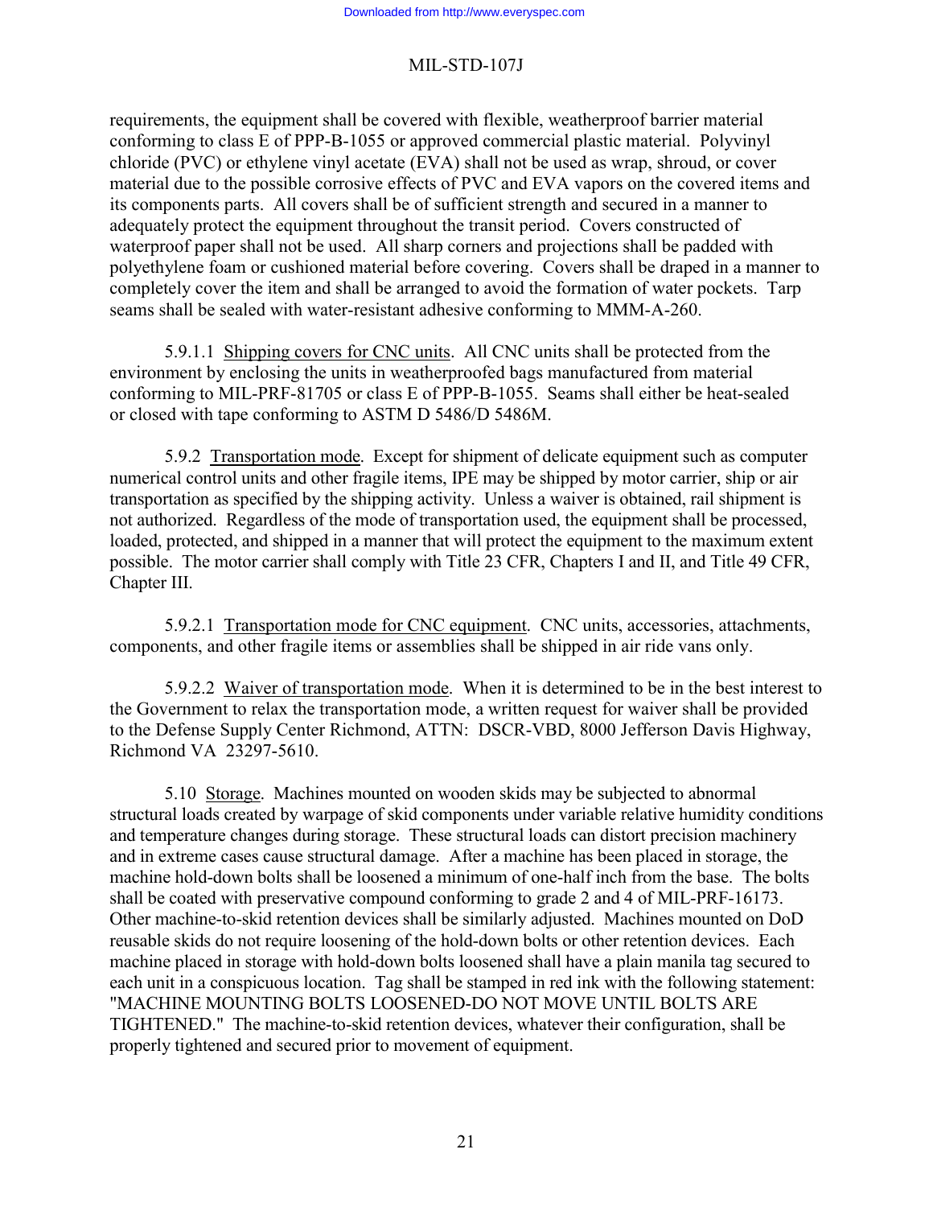requirements, the equipment shall be covered with flexible, weatherproof barrier material conforming to class E of PPP-B-1055 or approved commercial plastic material. Polyvinyl chloride (PVC) or ethylene vinyl acetate (EVA) shall not be used as wrap, shroud, or cover material due to the possible corrosive effects of PVC and EVA vapors on the covered items and its components parts. All covers shall be of sufficient strength and secured in a manner to adequately protect the equipment throughout the transit period. Covers constructed of waterproof paper shall not be used. All sharp corners and projections shall be padded with polyethylene foam or cushioned material before covering. Covers shall be draped in a manner to completely cover the item and shall be arranged to avoid the formation of water pockets. Tarp seams shall be sealed with water-resistant adhesive conforming to MMM-A-260.

5.9.1.1 Shipping covers for CNC units. All CNC units shall be protected from the environment by enclosing the units in weatherproofed bags manufactured from material conforming to MIL-PRF-81705 or class E of PPP-B-1055. Seams shall either be heat-sealed or closed with tape conforming to ASTM D 5486/D 5486M.

5.9.2 Transportation mode. Except for shipment of delicate equipment such as computer numerical control units and other fragile items, IPE may be shipped by motor carrier, ship or air transportation as specified by the shipping activity. Unless a waiver is obtained, rail shipment is not authorized. Regardless of the mode of transportation used, the equipment shall be processed, loaded, protected, and shipped in a manner that will protect the equipment to the maximum extent possible. The motor carrier shall comply with Title 23 CFR, Chapters I and II, and Title 49 CFR, Chapter III.

5.9.2.1 Transportation mode for CNC equipment. CNC units, accessories, attachments, components, and other fragile items or assemblies shall be shipped in air ride vans only.

5.9.2.2 Waiver of transportation mode. When it is determined to be in the best interest to the Government to relax the transportation mode, a written request for waiver shall be provided to the Defense Supply Center Richmond, ATTN: DSCR-VBD, 8000 Jefferson Davis Highway, Richmond VA 23297-5610.

5.10 Storage. Machines mounted on wooden skids may be subjected to abnormal structural loads created by warpage of skid components under variable relative humidity conditions and temperature changes during storage. These structural loads can distort precision machinery and in extreme cases cause structural damage. After a machine has been placed in storage, the machine hold-down bolts shall be loosened a minimum of one-half inch from the base. The bolts shall be coated with preservative compound conforming to grade 2 and 4 of MIL-PRF-16173. Other machine-to-skid retention devices shall be similarly adjusted. Machines mounted on DoD reusable skids do not require loosening of the hold-down bolts or other retention devices. Each machine placed in storage with hold-down bolts loosened shall have a plain manila tag secured to each unit in a conspicuous location. Tag shall be stamped in red ink with the following statement: "MACHINE MOUNTING BOLTS LOOSENED-DO NOT MOVE UNTIL BOLTS ARE TIGHTENED." The machine-to-skid retention devices, whatever their configuration, shall be properly tightened and secured prior to movement of equipment.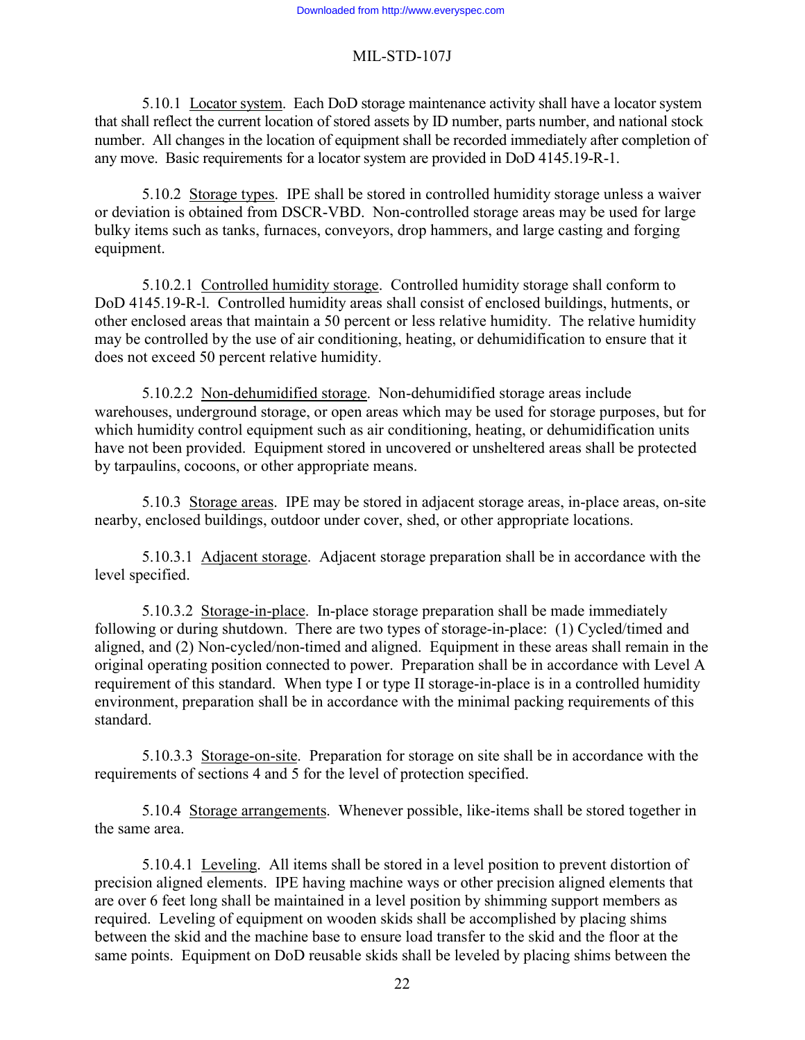5.10.1 Locator system. Each DoD storage maintenance activity shall have a locator system that shall reflect the current location of stored assets by ID number, parts number, and national stock number. All changes in the location of equipment shall be recorded immediately after completion of any move. Basic requirements for a locator system are provided in DoD 4145.19-R-1.

5.10.2 Storage types. IPE shall be stored in controlled humidity storage unless a waiver or deviation is obtained from DSCR-VBD. Non-controlled storage areas may be used for large bulky items such as tanks, furnaces, conveyors, drop hammers, and large casting and forging equipment.

5.10.2.1 Controlled humidity storage. Controlled humidity storage shall conform to DoD 4145.19-R-l. Controlled humidity areas shall consist of enclosed buildings, hutments, or other enclosed areas that maintain a 50 percent or less relative humidity. The relative humidity may be controlled by the use of air conditioning, heating, or dehumidification to ensure that it does not exceed 50 percent relative humidity.

5.10.2.2 Non-dehumidified storage. Non-dehumidified storage areas include warehouses, underground storage, or open areas which may be used for storage purposes, but for which humidity control equipment such as air conditioning, heating, or dehumidification units have not been provided. Equipment stored in uncovered or unsheltered areas shall be protected by tarpaulins, cocoons, or other appropriate means.

5.10.3 Storage areas. IPE may be stored in adjacent storage areas, in-place areas, on-site nearby, enclosed buildings, outdoor under cover, shed, or other appropriate locations.

5.10.3.1 Adjacent storage. Adjacent storage preparation shall be in accordance with the level specified.

5.10.3.2 Storage-in-place. In-place storage preparation shall be made immediately following or during shutdown. There are two types of storage-in-place: (1) Cycled/timed and aligned, and (2) Non-cycled/non-timed and aligned. Equipment in these areas shall remain in the original operating position connected to power. Preparation shall be in accordance with Level A requirement of this standard. When type I or type II storage-in-place is in a controlled humidity environment, preparation shall be in accordance with the minimal packing requirements of this standard.

5.10.3.3 Storage-on-site. Preparation for storage on site shall be in accordance with the requirements of sections 4 and 5 for the level of protection specified.

5.10.4 Storage arrangements. Whenever possible, like-items shall be stored together in the same area.

5.10.4.1 Leveling. All items shall be stored in a level position to prevent distortion of precision aligned elements. IPE having machine ways or other precision aligned elements that are over 6 feet long shall be maintained in a level position by shimming support members as required. Leveling of equipment on wooden skids shall be accomplished by placing shims between the skid and the machine base to ensure load transfer to the skid and the floor at the same points. Equipment on DoD reusable skids shall be leveled by placing shims between the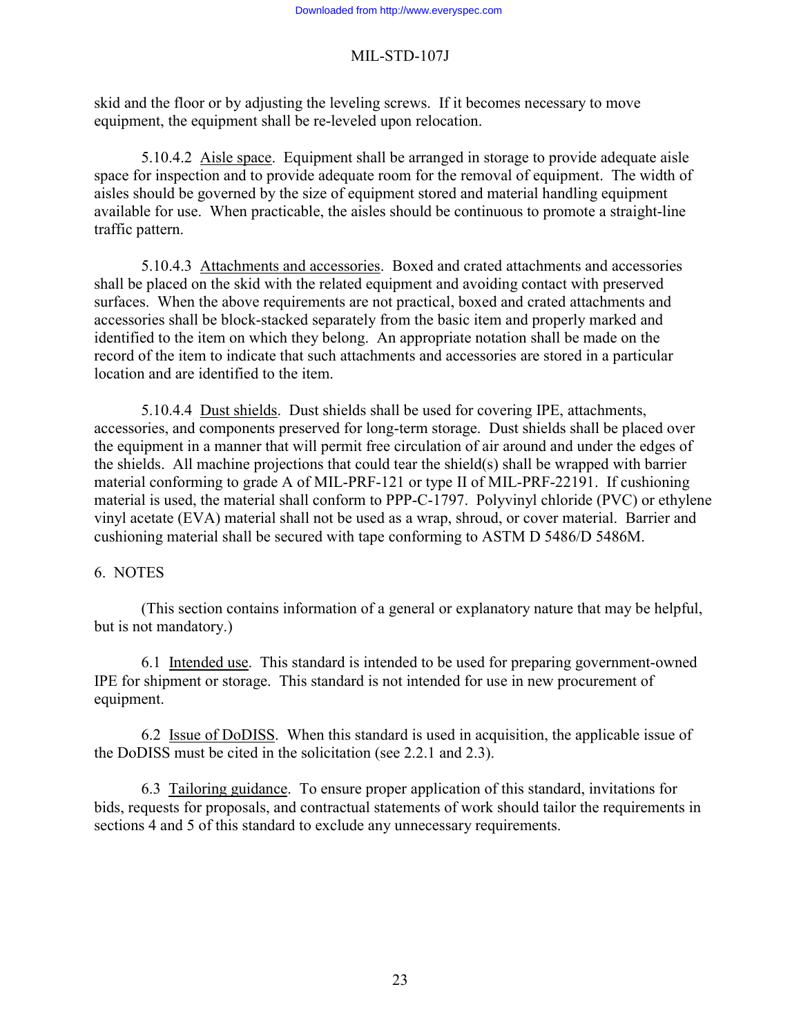skid and the floor or by adjusting the leveling screws. If it becomes necessary to move equipment, the equipment shall be re-leveled upon relocation.

5.10.4.2 Aisle space. Equipment shall be arranged in storage to provide adequate aisle space for inspection and to provide adequate room for the removal of equipment. The width of aisles should be governed by the size of equipment stored and material handling equipment available for use. When practicable, the aisles should be continuous to promote a straight-line traffic pattern.

5.10.4.3 Attachments and accessories. Boxed and crated attachments and accessories shall be placed on the skid with the related equipment and avoiding contact with preserved surfaces. When the above requirements are not practical, boxed and crated attachments and accessories shall be block-stacked separately from the basic item and properly marked and identified to the item on which they belong. An appropriate notation shall be made on the record of the item to indicate that such attachments and accessories are stored in a particular location and are identified to the item.

5.10.4.4 Dust shields. Dust shields shall be used for covering IPE, attachments, accessories, and components preserved for long-term storage. Dust shields shall be placed over the equipment in a manner that will permit free circulation of air around and under the edges of the shields. All machine projections that could tear the shield(s) shall be wrapped with barrier material conforming to grade A of MIL-PRF-121 or type II of MIL-PRF-22191. If cushioning material is used, the material shall conform to PPP-C-1797. Polyvinyl chloride (PVC) or ethylene vinyl acetate (EVA) material shall not be used as a wrap, shroud, or cover material. Barrier and cushioning material shall be secured with tape conforming to ASTM D 5486/D 5486M.

## 6. NOTES

(This section contains information of a general or explanatory nature that may be helpful, but is not mandatory.)

6.1 Intended use. This standard is intended to be used for preparing government-owned IPE for shipment or storage. This standard is not intended for use in new procurement of equipment.

6.2 Issue of DoDISS. When this standard is used in acquisition, the applicable issue of the DoDISS must be cited in the solicitation (see 2.2.1 and 2.3).

6.3 Tailoring guidance. To ensure proper application of this standard, invitations for bids, requests for proposals, and contractual statements of work should tailor the requirements in sections 4 and 5 of this standard to exclude any unnecessary requirements.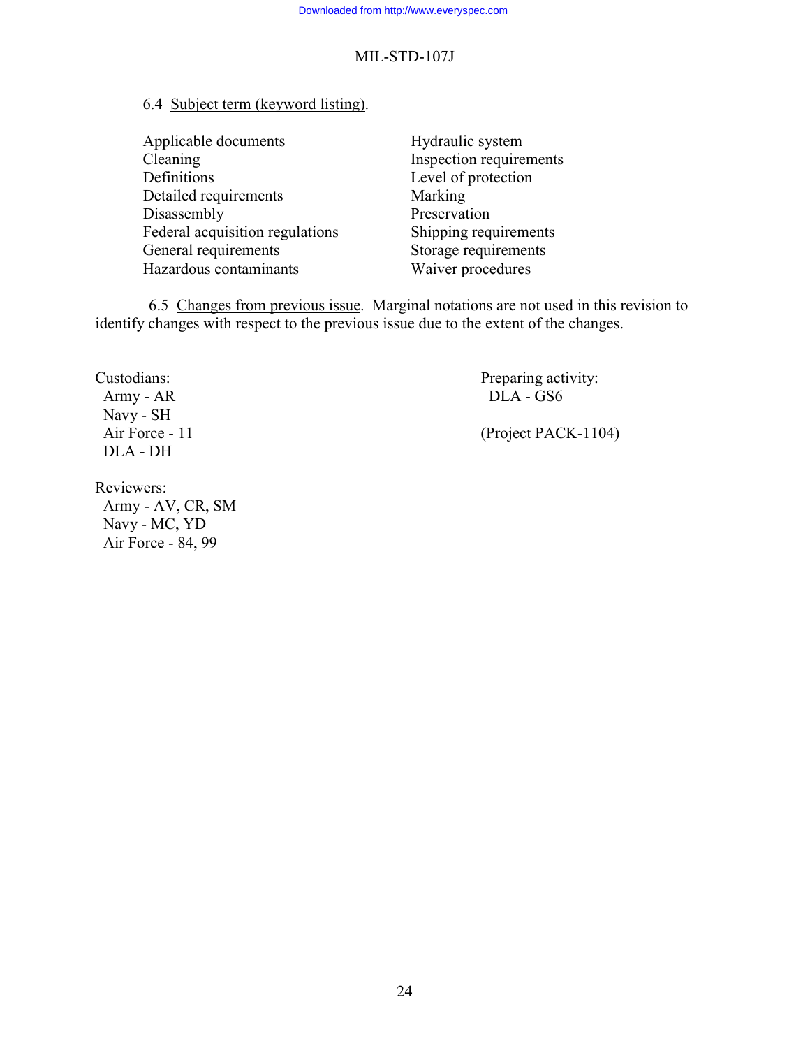6.4 Subject term (keyword listing).

- Applicable documents
- Cleaning
- Definitions
- Detailed requirements
- Disassembly
- Federal acquisition regulations
- General requirements
- Hazardous contaminants
- Hydraulic system
- Inspection requirements
- Level of protection
- Marking
- Preservation
- Shipping requirements
- Storage requirements
- Waiver procedures

6.5 Changes from previous issue. Marginal notations are not used in this revision to identify changes with respect to the previous issue due to the extent of the changes.

Custodians:
Army - AR
Navy - SH
Air Force - 11
DLA - DH

Preparing activity:
DLA - GS6

(Project PACK-1104)

Reviewers:
Army - AV, CR, SM
Navy - MC, YD
Air Force - 84, 99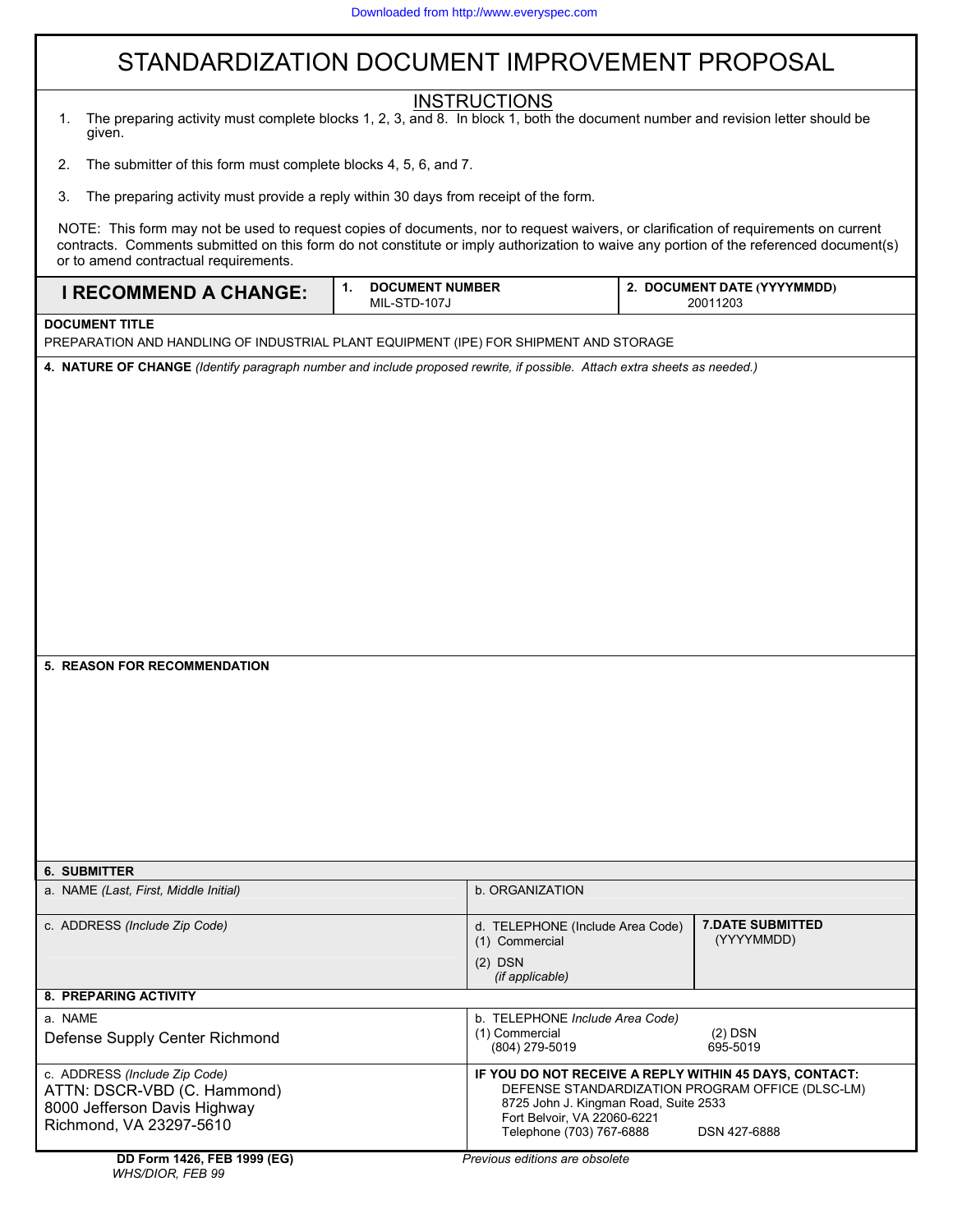# STANDARDIZATION DOCUMENT IMPROVEMENT PROPOSAL

## INSTRUCTIONS

1. The preparing activity must complete blocks 1, 2, 3, and 8. In block 1, both the document number and revision letter should be given.
2. The submitter of this form must complete blocks 4, 5, 6, and 7.
3. The preparing activity must provide a reply within 30 days from receipt of the form.

NOTE: This form may not be used to request copies of documents, nor to request waivers, or clarification of requirements on current contracts. Comments submitted on this form do not constitute or imply authorization to waive any portion of the referenced document(s) or to amend contractual requirements.

| **I RECOMMEND A CHANGE:** | **1. DOCUMENT NUMBER** MIL-STD-107J | **2. DOCUMENT DATE (YYYYMMDD)** 20011203 |
|---|---|---|

**DOCUMENT TITLE**
PREPARATION AND HANDLING OF INDUSTRIAL PLANT EQUIPMENT (IPE) FOR SHIPMENT AND STORAGE

**4. NATURE OF CHANGE** *(Identify paragraph number and include proposed rewrite, if possible. Attach extra sheets as needed.)*

**5. REASON FOR RECOMMENDATION**

**6. SUBMITTER**

| | | |
|---|---|---|
| a. NAME *(Last, First, Middle Initial)* | b. ORGANIZATION | |
| c. ADDRESS *(Include Zip Code)* | d. TELEPHONE (Include Area Code) (1) Commercial (2) DSN *(if applicable)* | **7. DATE SUBMITTED** (YYYYMMDD) |

**8. PREPARING ACTIVITY**

| | |
|---|---|
| a. NAME Defense Supply Center Richmond | b. TELEPHONE *Include Area Code)* (1) Commercial (804) 279-5019 (2) DSN 695-5019 |
| c. ADDRESS *(Include Zip Code)* ATTN: DSCR-VBD (C. Hammond) 8000 Jefferson Davis Highway Richmond, VA 23297-5610 | **IF YOU DO NOT RECEIVE A REPLY WITHIN 45 DAYS, CONTACT:** DEFENSE STANDARDIZATION PROGRAM OFFICE (DLSC-LM) 8725 John J. Kingman Road, Suite 2533 Fort Belvoir, VA 22060-6221 Telephone (703) 767-6888 DSN 427-6888 |

**DD Form 1426, FEB 1999 (EG)** *Previous editions are obsolete*
*WHS/DIOR, FEB 99*